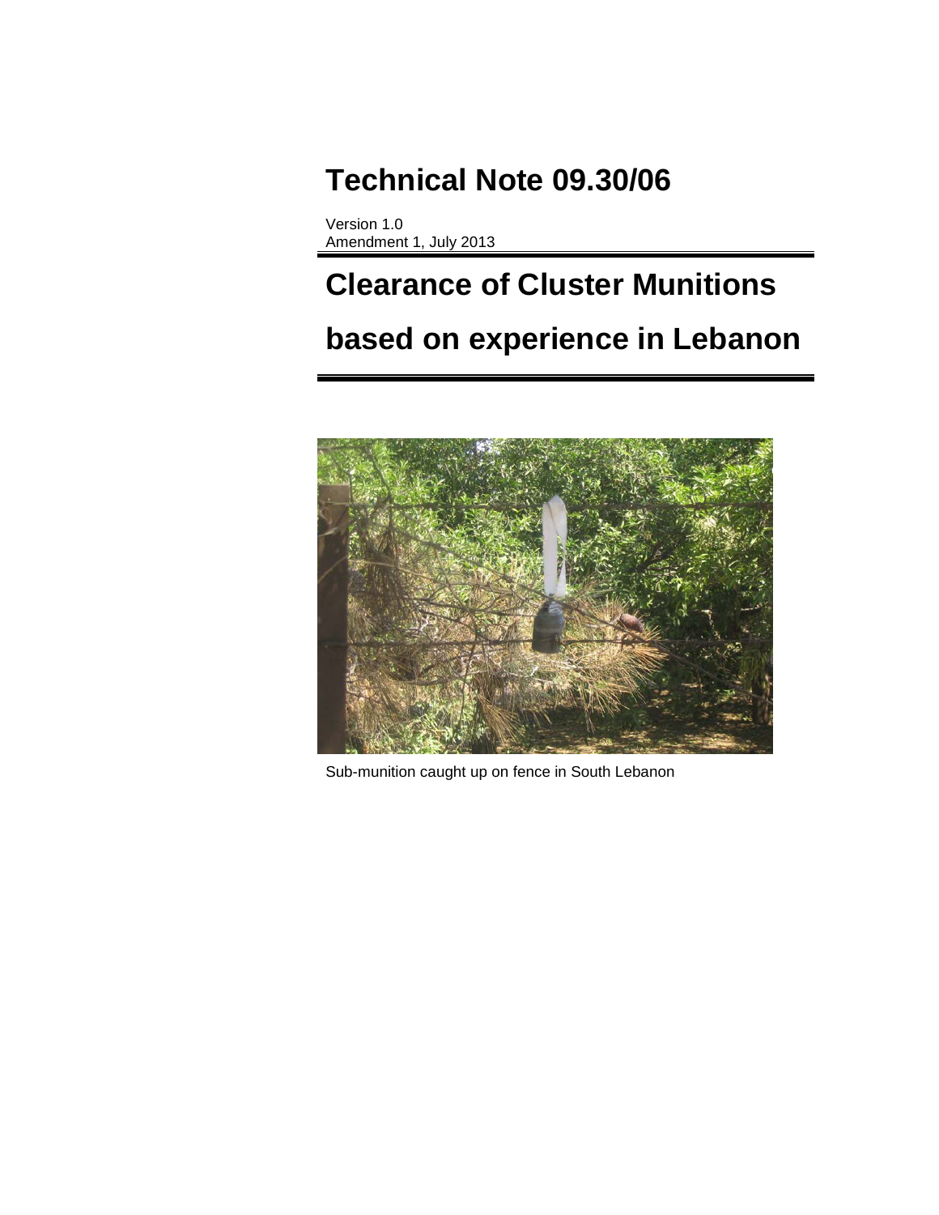# Technical Note 09.30/06

Version 1.0
Amendment 1, July 2013

# Clearance of Cluster Munitions based on experience in Lebanon

Sub-munition caught up on fence in South Lebanon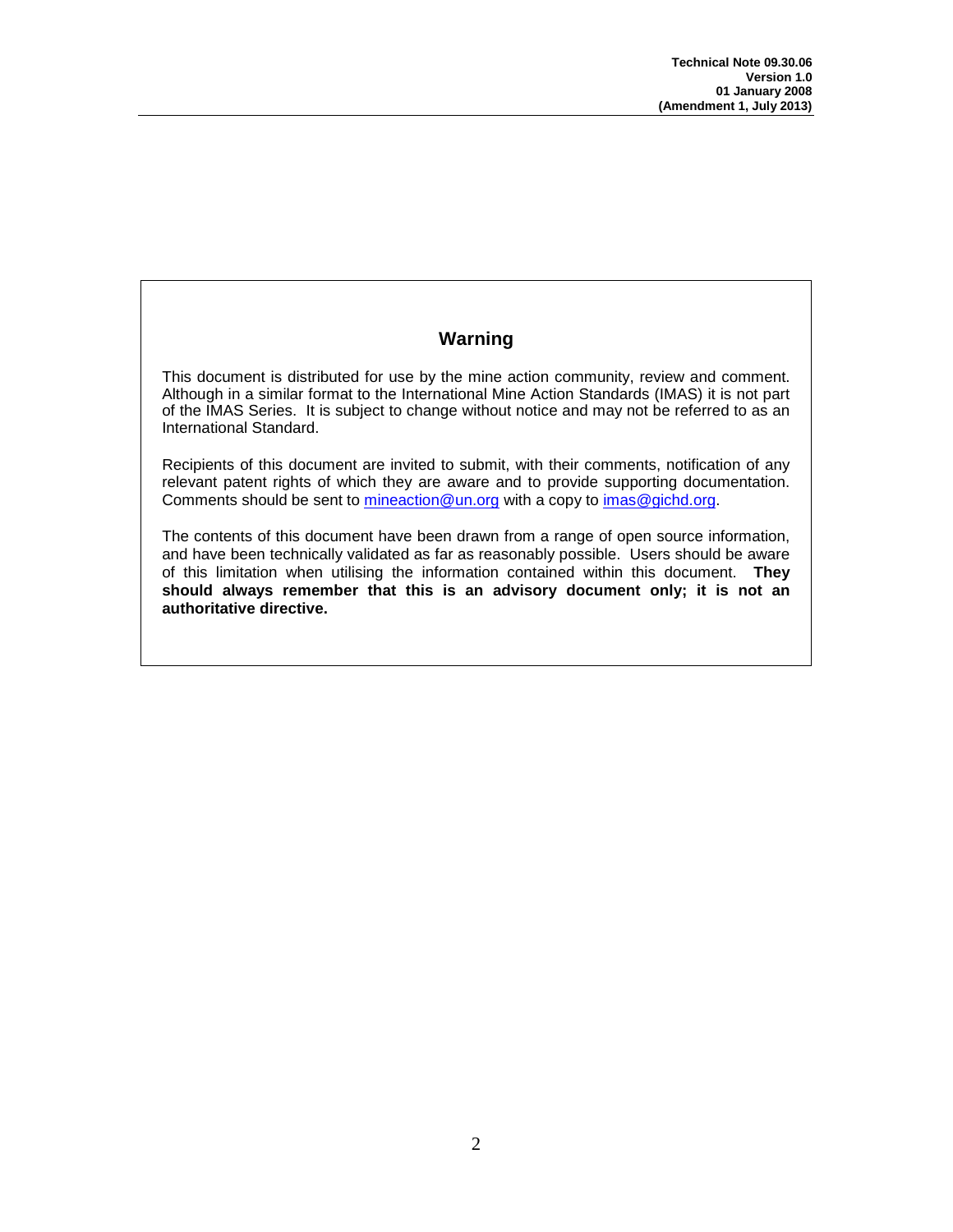## Warning

This document is distributed for use by the mine action community, review and comment. Although in a similar format to the International Mine Action Standards (IMAS) it is not part of the IMAS Series. It is subject to change without notice and may not be referred to as an International Standard.

Recipients of this document are invited to submit, with their comments, notification of any relevant patent rights of which they are aware and to provide supporting documentation. Comments should be sent to mineaction@un.org with a copy to imas@gichd.org.

The contents of this document have been drawn from a range of open source information, and have been technically validated as far as reasonably possible. Users should be aware of this limitation when utilising the information contained within this document. **They should always remember that this is an advisory document only; it is not an authoritative directive.**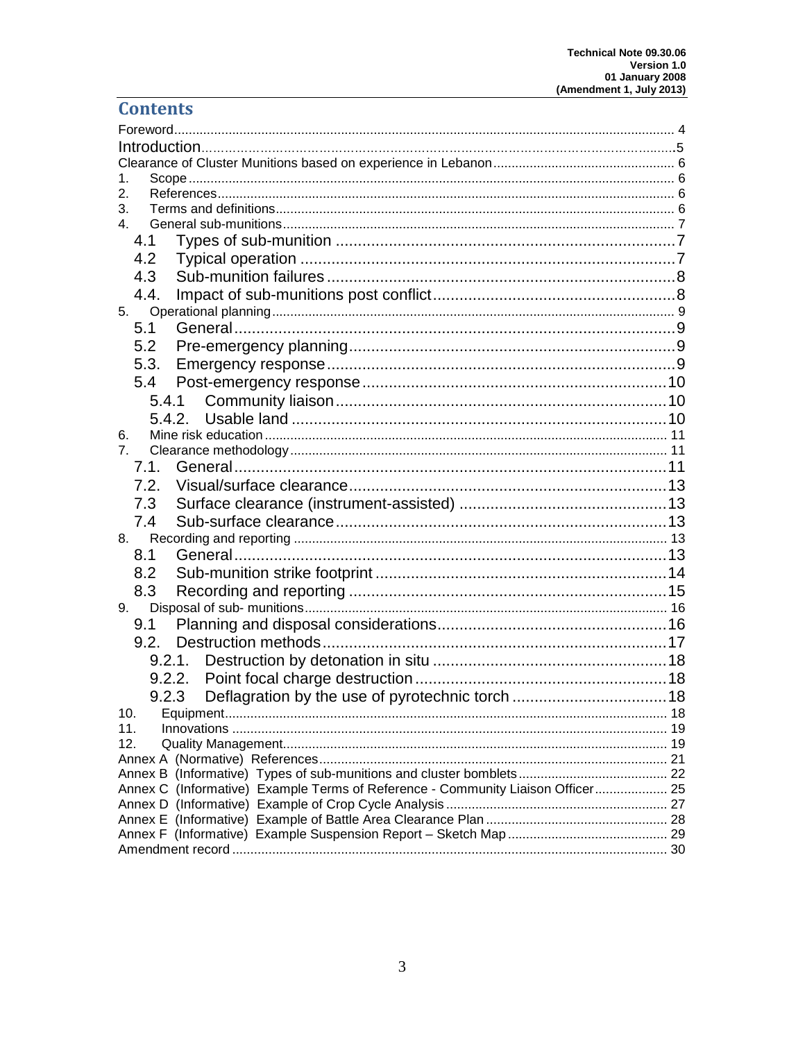# Contents

Foreword ........................................................................................................ 4
Introduction ........................................................................................................ 5
Clearance of Cluster Munitions based on experience in Lebanon ........................................ 6
1. Scope ........................................................................................................ 6
2. References ........................................................................................................ 6
3. Terms and definitions ........................................................................................................ 6
4. General sub-munitions ........................................................................................................ 7
 4.1 Types of sub-munition ........................................................................................................ 7
 4.2 Typical operation ........................................................................................................ 7
 4.3 Sub-munition failures ........................................................................................................ 8
 4.4. Impact of sub-munitions post conflict ........................................................................................................ 8
5. Operational planning ........................................................................................................ 9
 5.1 General ........................................................................................................ 9
 5.2 Pre-emergency planning ........................................................................................................ 9
 5.3. Emergency response ........................................................................................................ 9
 5.4 Post-emergency response ........................................................................................................ 10
  5.4.1 Community liaison ........................................................................................................ 10
  5.4.2. Usable land ........................................................................................................ 10
6. Mine risk education ........................................................................................................ 11
7. Clearance methodology ........................................................................................................ 11
 7.1. General ........................................................................................................ 11
 7.2. Visual/surface clearance ........................................................................................................ 13
 7.3 Surface clearance (instrument-assisted) ........................................................................................................ 13
 7.4 Sub-surface clearance ........................................................................................................ 13
8. Recording and reporting ........................................................................................................ 13
 8.1 General ........................................................................................................ 13
 8.2 Sub-munition strike footprint ........................................................................................................ 14
 8.3 Recording and reporting ........................................................................................................ 15
9. Disposal of sub- munitions ........................................................................................................ 16
 9.1 Planning and disposal considerations ........................................................................................................ 16
 9.2. Destruction methods ........................................................................................................ 17
  9.2.1. Destruction by detonation in situ ........................................................................................................ 18
  9.2.2. Point focal charge destruction ........................................................................................................ 18
  9.2.3 Deflagration by the use of pyrotechnic torch ........................................................................................................ 18
10. Equipment ........................................................................................................ 18
11. Innovations ........................................................................................................ 19
12. Quality Management ........................................................................................................ 19
Annex A (Normative) References ........................................................................................................ 21
Annex B (Informative) Types of sub-munitions and cluster bomblets ........................................ 22
Annex C (Informative) Example Terms of Reference - Community Liaison Officer ........................ 25
Annex D (Informative) Example of Crop Cycle Analysis ........................................ 27
Annex E (Informative) Example of Battle Area Clearance Plan ........................................ 28
Annex F (Informative) Example Suspension Report – Sketch Map ........................................ 29
Amendment record ........................................................................................................ 30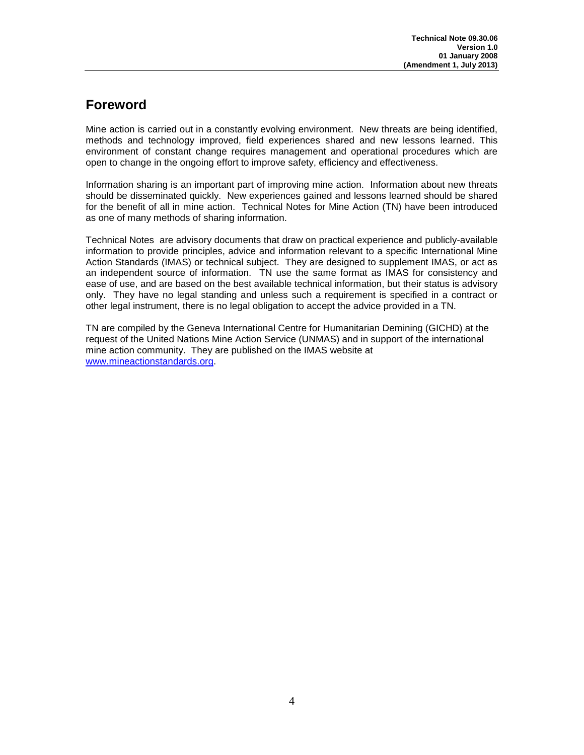## Foreword

Mine action is carried out in a constantly evolving environment. New threats are being identified, methods and technology improved, field experiences shared and new lessons learned. This environment of constant change requires management and operational procedures which are open to change in the ongoing effort to improve safety, efficiency and effectiveness.

Information sharing is an important part of improving mine action. Information about new threats should be disseminated quickly. New experiences gained and lessons learned should be shared for the benefit of all in mine action. Technical Notes for Mine Action (TN) have been introduced as one of many methods of sharing information.

Technical Notes are advisory documents that draw on practical experience and publicly-available information to provide principles, advice and information relevant to a specific International Mine Action Standards (IMAS) or technical subject. They are designed to supplement IMAS, or act as an independent source of information. TN use the same format as IMAS for consistency and ease of use, and are based on the best available technical information, but their status is advisory only. They have no legal standing and unless such a requirement is specified in a contract or other legal instrument, there is no legal obligation to accept the advice provided in a TN.

TN are compiled by the Geneva International Centre for Humanitarian Demining (GICHD) at the request of the United Nations Mine Action Service (UNMAS) and in support of the international mine action community. They are published on the IMAS website at www.mineactionstandards.org.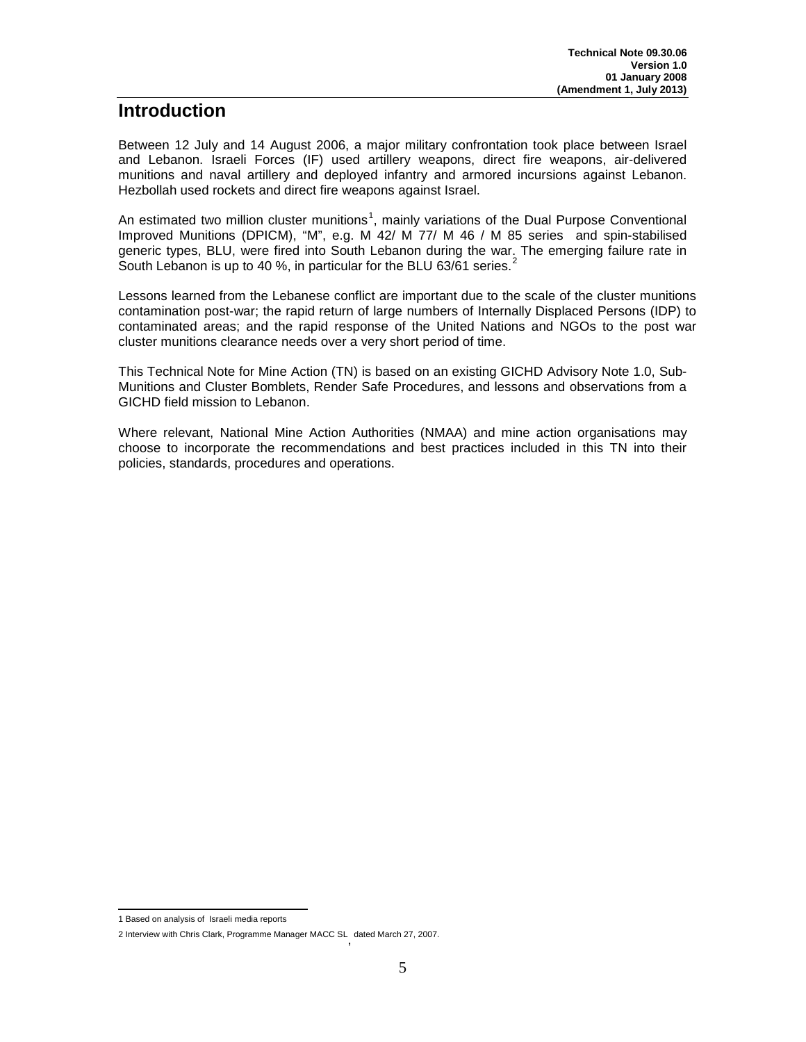# Introduction

Between 12 July and 14 August 2006, a major military confrontation took place between Israel and Lebanon. Israeli Forces (IF) used artillery weapons, direct fire weapons, air-delivered munitions and naval artillery and deployed infantry and armored incursions against Lebanon. Hezbollah used rockets and direct fire weapons against Israel.

An estimated two million cluster munitions[1], mainly variations of the Dual Purpose Conventional Improved Munitions (DPICM), "M", e.g. M 42/ M 77/ M 46 / M 85 series and spin-stabilised generic types, BLU, were fired into South Lebanon during the war. The emerging failure rate in South Lebanon is up to 40 %, in particular for the BLU 63/61 series.[2]

Lessons learned from the Lebanese conflict are important due to the scale of the cluster munitions contamination post-war; the rapid return of large numbers of Internally Displaced Persons (IDP) to contaminated areas; and the rapid response of the United Nations and NGOs to the post war cluster munitions clearance needs over a very short period of time.

This Technical Note for Mine Action (TN) is based on an existing GICHD Advisory Note 1.0, Sub-Munitions and Cluster Bomblets, Render Safe Procedures, and lessons and observations from a GICHD field mission to Lebanon.

Where relevant, National Mine Action Authorities (NMAA) and mine action organisations may choose to incorporate the recommendations and best practices included in this TN into their policies, standards, procedures and operations.

---

1 Based on analysis of Israeli media reports

2 Interview with Chris Clark, Programme Manager MACC SL, dated March 27, 2007.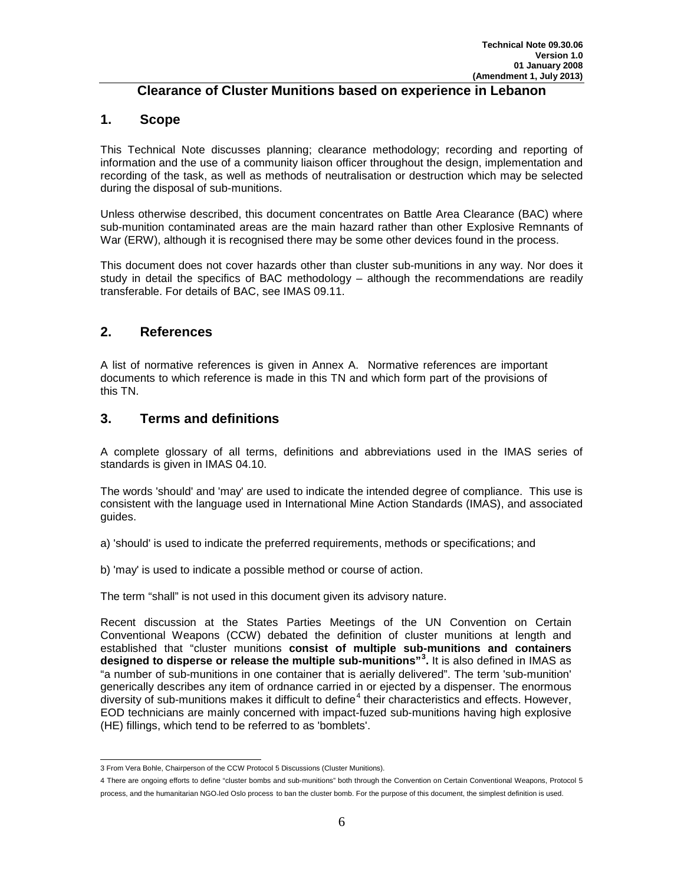# Clearance of Cluster Munitions based on experience in Lebanon

## 1. Scope

This Technical Note discusses planning; clearance methodology; recording and reporting of information and the use of a community liaison officer throughout the design, implementation and recording of the task, as well as methods of neutralisation or destruction which may be selected during the disposal of sub-munitions.

Unless otherwise described, this document concentrates on Battle Area Clearance (BAC) where sub-munition contaminated areas are the main hazard rather than other Explosive Remnants of War (ERW), although it is recognised there may be some other devices found in the process.

This document does not cover hazards other than cluster sub-munitions in any way. Nor does it study in detail the specifics of BAC methodology – although the recommendations are readily transferable. For details of BAC, see IMAS 09.11.

## 2. References

A list of normative references is given in Annex A. Normative references are important documents to which reference is made in this TN and which form part of the provisions of this TN.

## 3. Terms and definitions

A complete glossary of all terms, definitions and abbreviations used in the IMAS series of standards is given in IMAS 04.10.

The words 'should' and 'may' are used to indicate the intended degree of compliance. This use is consistent with the language used in International Mine Action Standards (IMAS), and associated guides.

a) 'should' is used to indicate the preferred requirements, methods or specifications; and

b) 'may' is used to indicate a possible method or course of action.

The term "shall" is not used in this document given its advisory nature.

Recent discussion at the States Parties Meetings of the UN Convention on Certain Conventional Weapons (CCW) debated the definition of cluster munitions at length and established that "cluster munitions **consist of multiple sub-munitions and containers designed to disperse or release the multiple sub-munitions"[3].** It is also defined in IMAS as "a number of sub-munitions in one container that is aerially delivered". The term 'sub-munition' generically describes any item of ordnance carried in or ejected by a dispenser. The enormous diversity of sub-munitions makes it difficult to define[4] their characteristics and effects. However, EOD technicians are mainly concerned with impact-fuzed sub-munitions having high explosive (HE) fillings, which tend to be referred to as 'bomblets'.

---

3 From Vera Bohle, Chairperson of the CCW Protocol 5 Discussions (Cluster Munitions).

4 There are ongoing efforts to define "cluster bombs and sub-munitions" both through the Convention on Certain Conventional Weapons, Protocol 5 process, and the humanitarian NGO-led Oslo process to ban the cluster bomb. For the purpose of this document, the simplest definition is used.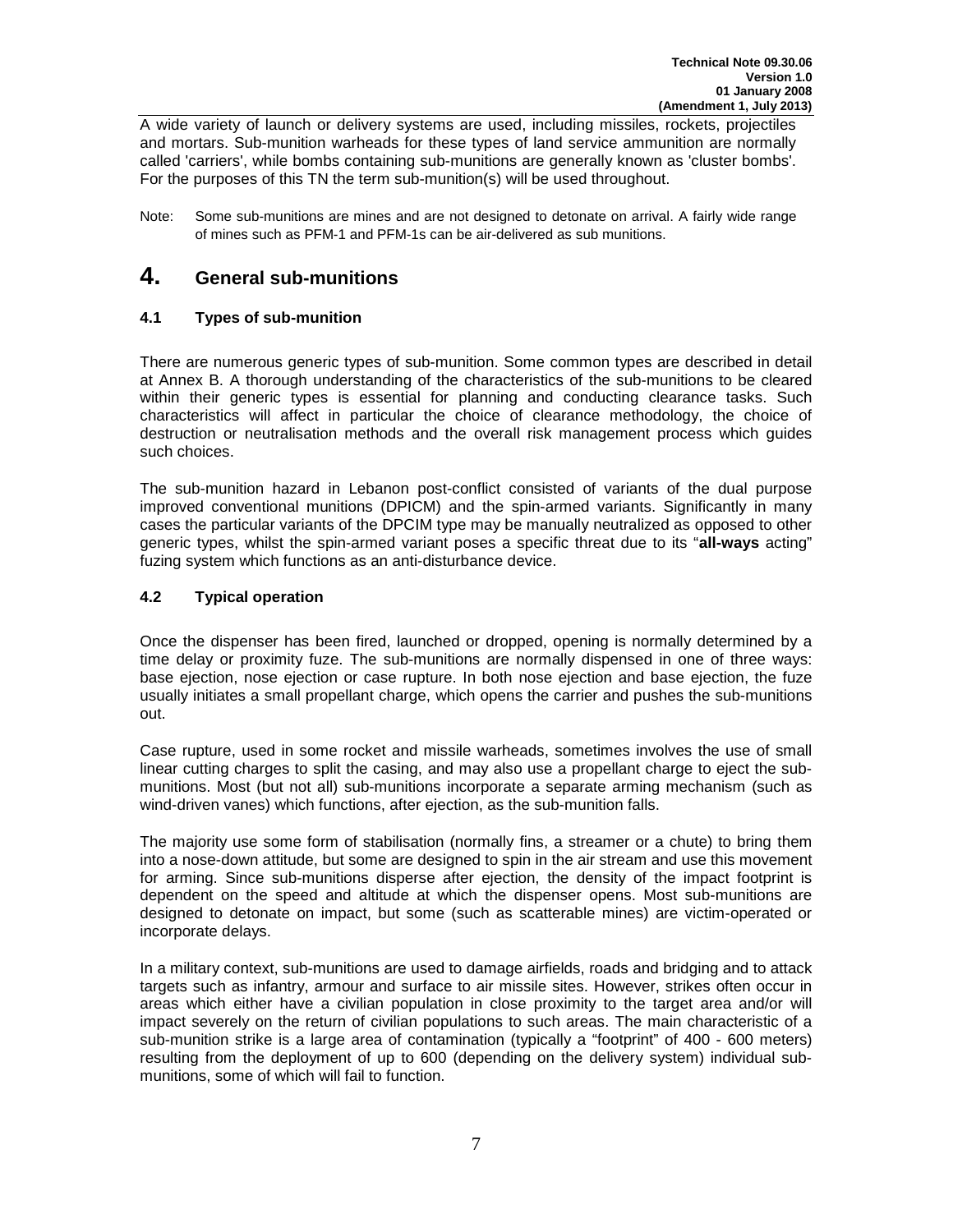A wide variety of launch or delivery systems are used, including missiles, rockets, projectiles and mortars. Sub-munition warheads for these types of land service ammunition are normally called 'carriers', while bombs containing sub-munitions are generally known as 'cluster bombs'. For the purposes of this TN the term sub-munition(s) will be used throughout.

Note: Some sub-munitions are mines and are not designed to detonate on arrival. A fairly wide range of mines such as PFM-1 and PFM-1s can be air-delivered as sub munitions.

# 4. General sub-munitions

## 4.1 Types of sub-munition

There are numerous generic types of sub-munition. Some common types are described in detail at Annex B. A thorough understanding of the characteristics of the sub-munitions to be cleared within their generic types is essential for planning and conducting clearance tasks. Such characteristics will affect in particular the choice of clearance methodology, the choice of destruction or neutralisation methods and the overall risk management process which guides such choices.

The sub-munition hazard in Lebanon post-conflict consisted of variants of the dual purpose improved conventional munitions (DPICM) and the spin-armed variants. Significantly in many cases the particular variants of the DPCIM type may be manually neutralized as opposed to other generic types, whilst the spin-armed variant poses a specific threat due to its "**all-ways** acting" fuzing system which functions as an anti-disturbance device.

## 4.2 Typical operation

Once the dispenser has been fired, launched or dropped, opening is normally determined by a time delay or proximity fuze. The sub-munitions are normally dispensed in one of three ways: base ejection, nose ejection or case rupture. In both nose ejection and base ejection, the fuze usually initiates a small propellant charge, which opens the carrier and pushes the sub-munitions out.

Case rupture, used in some rocket and missile warheads, sometimes involves the use of small linear cutting charges to split the casing, and may also use a propellant charge to eject the sub-munitions. Most (but not all) sub-munitions incorporate a separate arming mechanism (such as wind-driven vanes) which functions, after ejection, as the sub-munition falls.

The majority use some form of stabilisation (normally fins, a streamer or a chute) to bring them into a nose-down attitude, but some are designed to spin in the air stream and use this movement for arming. Since sub-munitions disperse after ejection, the density of the impact footprint is dependent on the speed and altitude at which the dispenser opens. Most sub-munitions are designed to detonate on impact, but some (such as scatterable mines) are victim-operated or incorporate delays.

In a military context, sub-munitions are used to damage airfields, roads and bridging and to attack targets such as infantry, armour and surface to air missile sites. However, strikes often occur in areas which either have a civilian population in close proximity to the target area and/or will impact severely on the return of civilian populations to such areas. The main characteristic of a sub-munition strike is a large area of contamination (typically a "footprint" of 400 - 600 meters) resulting from the deployment of up to 600 (depending on the delivery system) individual sub-munitions, some of which will fail to function.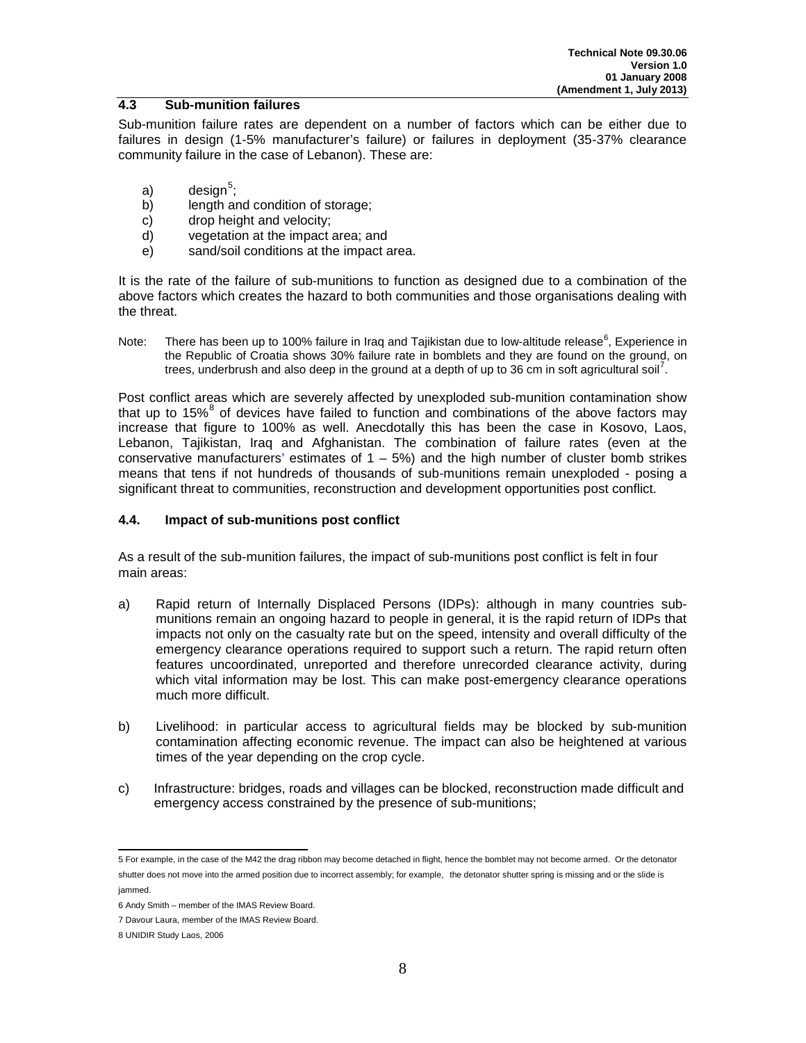## 4.3 Sub-munition failures

Sub-munition failure rates are dependent on a number of factors which can be either due to failures in design (1-5% manufacturer's failure) or failures in deployment (35-37% clearance community failure in the case of Lebanon). These are:

a) design[5];
b) length and condition of storage;
c) drop height and velocity;
d) vegetation at the impact area; and
e) sand/soil conditions at the impact area.

It is the rate of the failure of sub-munitions to function as designed due to a combination of the above factors which creates the hazard to both communities and those organisations dealing with the threat.

Note: There has been up to 100% failure in Iraq and Tajikistan due to low-altitude release[6], Experience in the Republic of Croatia shows 30% failure rate in bomblets and they are found on the ground, on trees, underbrush and also deep in the ground at a depth of up to 36 cm in soft agricultural soil[7].

Post conflict areas which are severely affected by unexploded sub-munition contamination show that up to 15%[8] of devices have failed to function and combinations of the above factors may increase that figure to 100% as well. Anecdotally this has been the case in Kosovo, Laos, Lebanon, Tajikistan, Iraq and Afghanistan. The combination of failure rates (even at the conservative manufacturers' estimates of 1 – 5%) and the high number of cluster bomb strikes means that tens if not hundreds of thousands of sub-munitions remain unexploded - posing a significant threat to communities, reconstruction and development opportunities post conflict.

### 4.4. Impact of sub-munitions post conflict

As a result of the sub-munition failures, the impact of sub-munitions post conflict is felt in four main areas:

a) Rapid return of Internally Displaced Persons (IDPs): although in many countries sub-munitions remain an ongoing hazard to people in general, it is the rapid return of IDPs that impacts not only on the casualty rate but on the speed, intensity and overall difficulty of the emergency clearance operations required to support such a return. The rapid return often features uncoordinated, unreported and therefore unrecorded clearance activity, during which vital information may be lost. This can make post-emergency clearance operations much more difficult.

b) Livelihood: in particular access to agricultural fields may be blocked by sub-munition contamination affecting economic revenue. The impact can also be heightened at various times of the year depending on the crop cycle.

c) Infrastructure: bridges, roads and villages can be blocked, reconstruction made difficult and emergency access constrained by the presence of sub-munitions;

---

5 For example, in the case of the M42 the drag ribbon may become detached in flight, hence the bomblet may not become armed. Or the detonator shutter does not move into the armed position due to incorrect assembly; for example, the detonator shutter spring is missing and or the slide is jammed.

6 Andy Smith – member of the IMAS Review Board.

7 Davour Laura, member of the IMAS Review Board.

8 UNIDIR Study Laos, 2006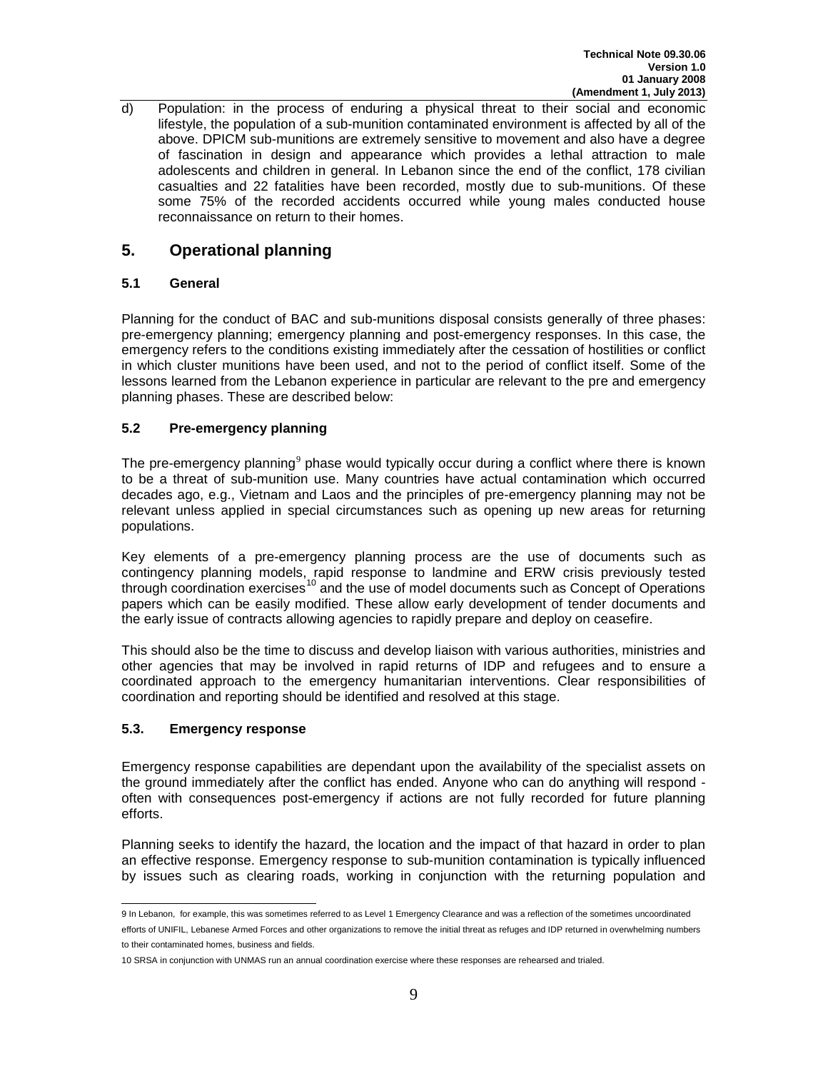d) Population: in the process of enduring a physical threat to their social and economic lifestyle, the population of a sub-munition contaminated environment is affected by all of the above. DPICM sub-munitions are extremely sensitive to movement and also have a degree of fascination in design and appearance which provides a lethal attraction to male adolescents and children in general. In Lebanon since the end of the conflict, 178 civilian casualties and 22 fatalities have been recorded, mostly due to sub-munitions. Of these some 75% of the recorded accidents occurred while young males conducted house reconnaissance on return to their homes.

## 5. Operational planning

### 5.1 General

Planning for the conduct of BAC and sub-munitions disposal consists generally of three phases: pre-emergency planning; emergency planning and post-emergency responses. In this case, the emergency refers to the conditions existing immediately after the cessation of hostilities or conflict in which cluster munitions have been used, and not to the period of conflict itself. Some of the lessons learned from the Lebanon experience in particular are relevant to the pre and emergency planning phases. These are described below:

### 5.2 Pre-emergency planning

The pre-emergency planning[9] phase would typically occur during a conflict where there is known to be a threat of sub-munition use. Many countries have actual contamination which occurred decades ago, e.g., Vietnam and Laos and the principles of pre-emergency planning may not be relevant unless applied in special circumstances such as opening up new areas for returning populations.

Key elements of a pre-emergency planning process are the use of documents such as contingency planning models, rapid response to landmine and ERW crisis previously tested through coordination exercises[10] and the use of model documents such as Concept of Operations papers which can be easily modified. These allow early development of tender documents and the early issue of contracts allowing agencies to rapidly prepare and deploy on ceasefire.

This should also be the time to discuss and develop liaison with various authorities, ministries and other agencies that may be involved in rapid returns of IDP and refugees and to ensure a coordinated approach to the emergency humanitarian interventions. Clear responsibilities of coordination and reporting should be identified and resolved at this stage.

### 5.3. Emergency response

Emergency response capabilities are dependant upon the availability of the specialist assets on the ground immediately after the conflict has ended. Anyone who can do anything will respond - often with consequences post-emergency if actions are not fully recorded for future planning efforts.

Planning seeks to identify the hazard, the location and the impact of that hazard in order to plan an effective response. Emergency response to sub-munition contamination is typically influenced by issues such as clearing roads, working in conjunction with the returning population and

---

9 In Lebanon, for example, this was sometimes referred to as Level 1 Emergency Clearance and was a reflection of the sometimes uncoordinated efforts of UNIFIL, Lebanese Armed Forces and other organizations to remove the initial threat as refuges and IDP returned in overwhelming numbers to their contaminated homes, business and fields.

10 SRSA in conjunction with UNMAS run an annual coordination exercise where these responses are rehearsed and trialed.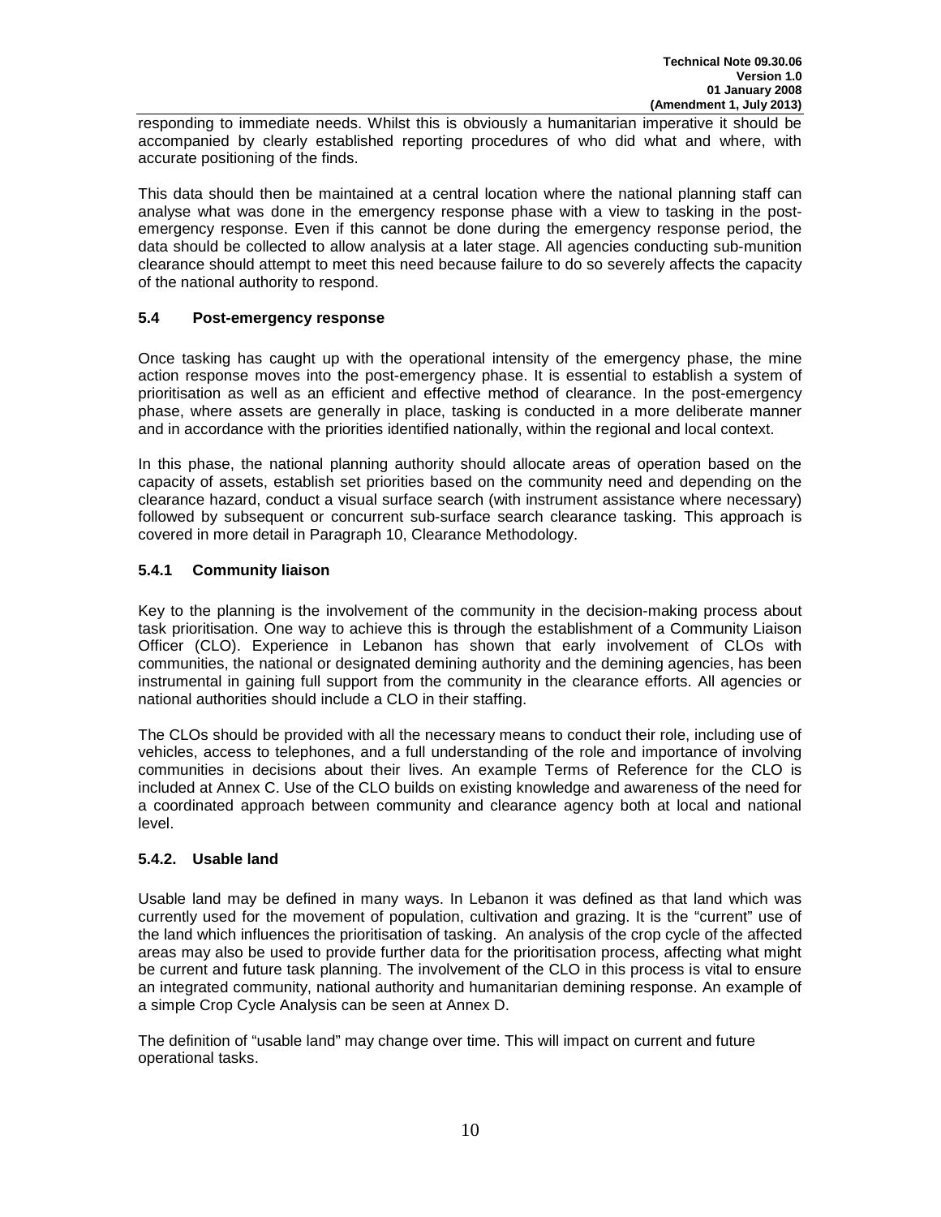responding to immediate needs. Whilst this is obviously a humanitarian imperative it should be accompanied by clearly established reporting procedures of who did what and where, with accurate positioning of the finds.

This data should then be maintained at a central location where the national planning staff can analyse what was done in the emergency response phase with a view to tasking in the post-emergency response. Even if this cannot be done during the emergency response period, the data should be collected to allow analysis at a later stage. All agencies conducting sub-munition clearance should attempt to meet this need because failure to do so severely affects the capacity of the national authority to respond.

### 5.4 Post-emergency response

Once tasking has caught up with the operational intensity of the emergency phase, the mine action response moves into the post-emergency phase. It is essential to establish a system of prioritisation as well as an efficient and effective method of clearance. In the post-emergency phase, where assets are generally in place, tasking is conducted in a more deliberate manner and in accordance with the priorities identified nationally, within the regional and local context.

In this phase, the national planning authority should allocate areas of operation based on the capacity of assets, establish set priorities based on the community need and depending on the clearance hazard, conduct a visual surface search (with instrument assistance where necessary) followed by subsequent or concurrent sub-surface search clearance tasking. This approach is covered in more detail in Paragraph 10, Clearance Methodology.

#### 5.4.1 Community liaison

Key to the planning is the involvement of the community in the decision-making process about task prioritisation. One way to achieve this is through the establishment of a Community Liaison Officer (CLO). Experience in Lebanon has shown that early involvement of CLOs with communities, the national or designated demining authority and the demining agencies, has been instrumental in gaining full support from the community in the clearance efforts. All agencies or national authorities should include a CLO in their staffing.

The CLOs should be provided with all the necessary means to conduct their role, including use of vehicles, access to telephones, and a full understanding of the role and importance of involving communities in decisions about their lives. An example Terms of Reference for the CLO is included at Annex C. Use of the CLO builds on existing knowledge and awareness of the need for a coordinated approach between community and clearance agency both at local and national level.

#### 5.4.2. Usable land

Usable land may be defined in many ways. In Lebanon it was defined as that land which was currently used for the movement of population, cultivation and grazing. It is the "current" use of the land which influences the prioritisation of tasking. An analysis of the crop cycle of the affected areas may also be used to provide further data for the prioritisation process, affecting what might be current and future task planning. The involvement of the CLO in this process is vital to ensure an integrated community, national authority and humanitarian demining response. An example of a simple Crop Cycle Analysis can be seen at Annex D.

The definition of "usable land" may change over time. This will impact on current and future operational tasks.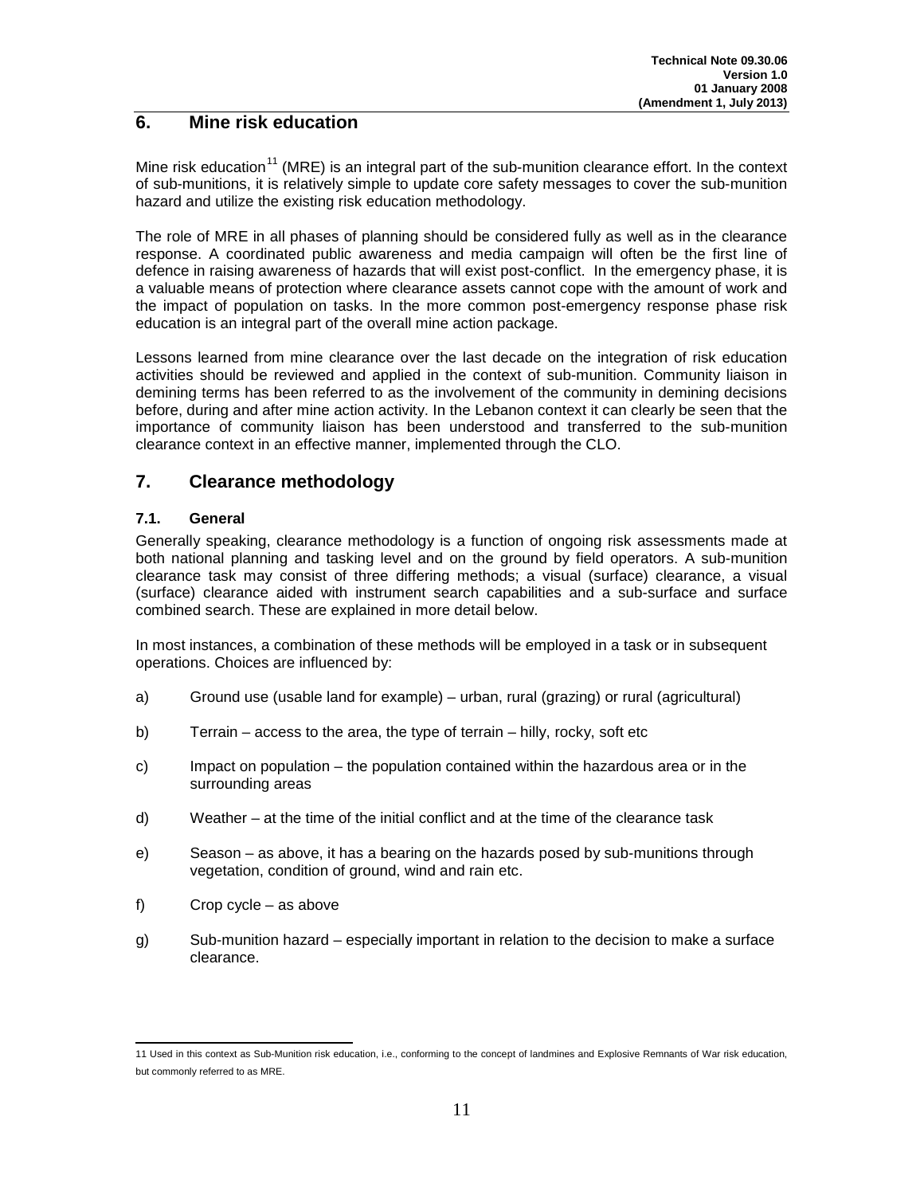## 6. Mine risk education

Mine risk education[11] (MRE) is an integral part of the sub-munition clearance effort. In the context of sub-munitions, it is relatively simple to update core safety messages to cover the sub-munition hazard and utilize the existing risk education methodology.

The role of MRE in all phases of planning should be considered fully as well as in the clearance response. A coordinated public awareness and media campaign will often be the first line of defence in raising awareness of hazards that will exist post-conflict. In the emergency phase, it is a valuable means of protection where clearance assets cannot cope with the amount of work and the impact of population on tasks. In the more common post-emergency response phase risk education is an integral part of the overall mine action package.

Lessons learned from mine clearance over the last decade on the integration of risk education activities should be reviewed and applied in the context of sub-munition. Community liaison in demining terms has been referred to as the involvement of the community in demining decisions before, during and after mine action activity. In the Lebanon context it can clearly be seen that the importance of community liaison has been understood and transferred to the sub-munition clearance context in an effective manner, implemented through the CLO.

## 7. Clearance methodology

### 7.1. General

Generally speaking, clearance methodology is a function of ongoing risk assessments made at both national planning and tasking level and on the ground by field operators. A sub-munition clearance task may consist of three differing methods; a visual (surface) clearance, a visual (surface) clearance aided with instrument search capabilities and a sub-surface and surface combined search. These are explained in more detail below.

In most instances, a combination of these methods will be employed in a task or in subsequent operations. Choices are influenced by:

a) Ground use (usable land for example) – urban, rural (grazing) or rural (agricultural)

b) Terrain – access to the area, the type of terrain – hilly, rocky, soft etc

c) Impact on population – the population contained within the hazardous area or in the surrounding areas

d) Weather – at the time of the initial conflict and at the time of the clearance task

e) Season – as above, it has a bearing on the hazards posed by sub-munitions through vegetation, condition of ground, wind and rain etc.

f) Crop cycle – as above

g) Sub-munition hazard – especially important in relation to the decision to make a surface clearance.

---

11 Used in this context as Sub-Munition risk education, i.e., conforming to the concept of landmines and Explosive Remnants of War risk education, but commonly referred to as MRE.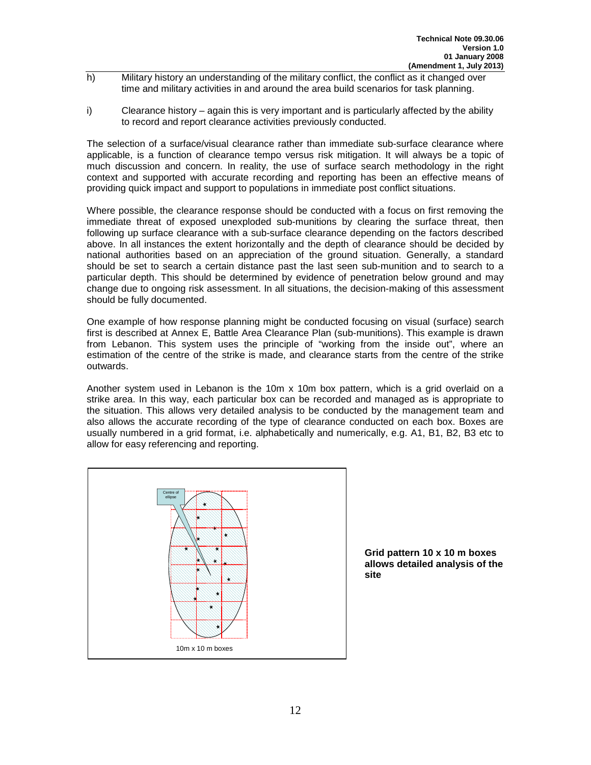h) Military history an understanding of the military conflict, the conflict as it changed over time and military activities in and around the area build scenarios for task planning.

i) Clearance history – again this is very important and is particularly affected by the ability to record and report clearance activities previously conducted.

The selection of a surface/visual clearance rather than immediate sub-surface clearance where applicable, is a function of clearance tempo versus risk mitigation. It will always be a topic of much discussion and concern. In reality, the use of surface search methodology in the right context and supported with accurate recording and reporting has been an effective means of providing quick impact and support to populations in immediate post conflict situations.

Where possible, the clearance response should be conducted with a focus on first removing the immediate threat of exposed unexploded sub-munitions by clearing the surface threat, then following up surface clearance with a sub-surface clearance depending on the factors described above. In all instances the extent horizontally and the depth of clearance should be decided by national authorities based on an appreciation of the ground situation. Generally, a standard should be set to search a certain distance past the last seen sub-munition and to search to a particular depth. This should be determined by evidence of penetration below ground and may change due to ongoing risk assessment. In all situations, the decision-making of this assessment should be fully documented.

One example of how response planning might be conducted focusing on visual (surface) search first is described at Annex E, Battle Area Clearance Plan (sub-munitions). This example is drawn from Lebanon. This system uses the principle of "working from the inside out", where an estimation of the centre of the strike is made, and clearance starts from the centre of the strike outwards.

Another system used in Lebanon is the 10m x 10m box pattern, which is a grid overlaid on a strike area. In this way, each particular box can be recorded and managed as is appropriate to the situation. This allows very detailed analysis to be conducted by the management team and also allows the accurate recording of the type of clearance conducted on each box. Boxes are usually numbered in a grid format, i.e. alphabetically and numerically, e.g. A1, B1, B2, B3 etc to allow for easy referencing and reporting.

Centre of ellipse

10m x 10 m boxes

**Grid pattern 10 x 10 m boxes allows detailed analysis of the site**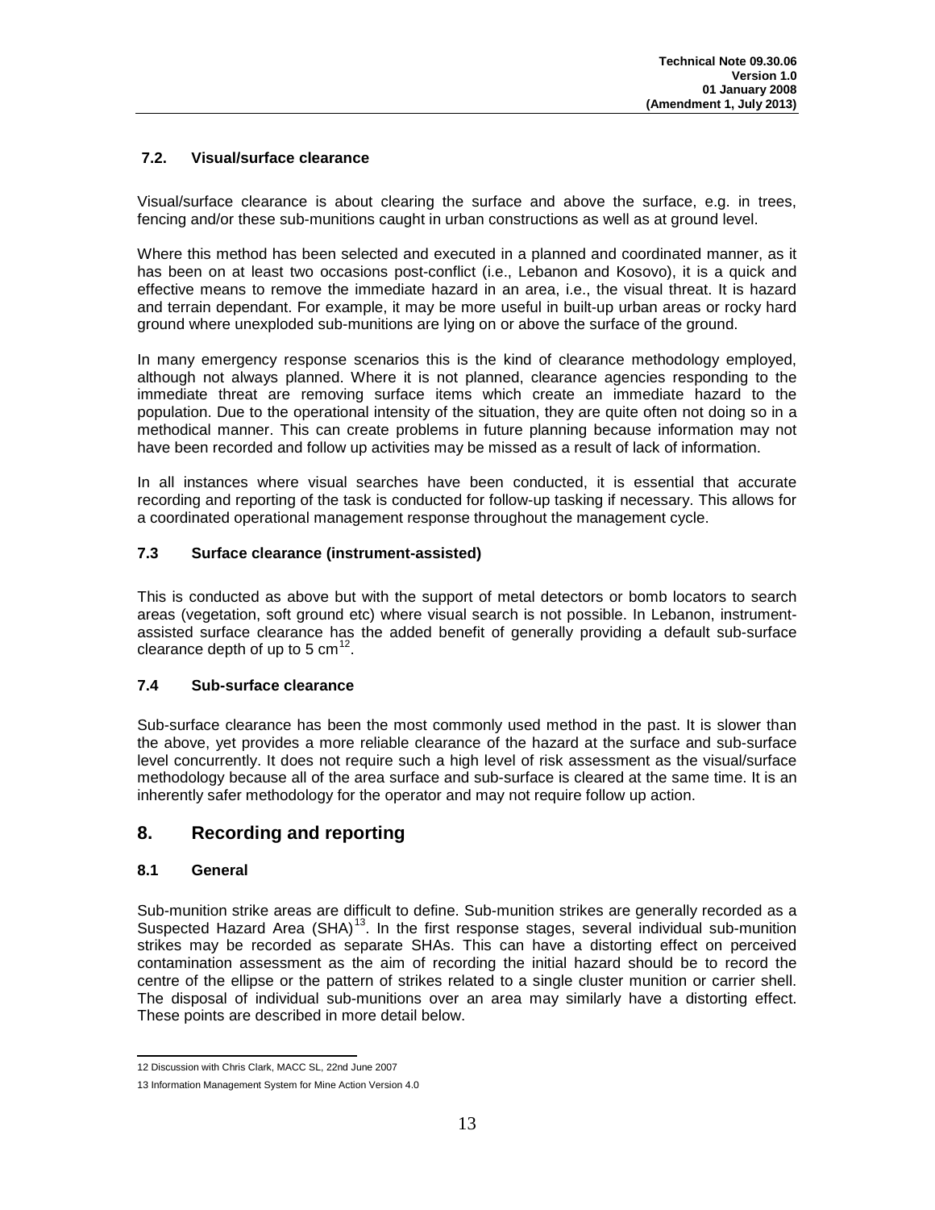### 7.2. Visual/surface clearance

Visual/surface clearance is about clearing the surface and above the surface, e.g. in trees, fencing and/or these sub-munitions caught in urban constructions as well as at ground level.

Where this method has been selected and executed in a planned and coordinated manner, as it has been on at least two occasions post-conflict (i.e., Lebanon and Kosovo), it is a quick and effective means to remove the immediate hazard in an area, i.e., the visual threat. It is hazard and terrain dependant. For example, it may be more useful in built-up urban areas or rocky hard ground where unexploded sub-munitions are lying on or above the surface of the ground.

In many emergency response scenarios this is the kind of clearance methodology employed, although not always planned. Where it is not planned, clearance agencies responding to the immediate threat are removing surface items which create an immediate hazard to the population. Due to the operational intensity of the situation, they are quite often not doing so in a methodical manner. This can create problems in future planning because information may not have been recorded and follow up activities may be missed as a result of lack of information.

In all instances where visual searches have been conducted, it is essential that accurate recording and reporting of the task is conducted for follow-up tasking if necessary. This allows for a coordinated operational management response throughout the management cycle.

### 7.3 Surface clearance (instrument-assisted)

This is conducted as above but with the support of metal detectors or bomb locators to search areas (vegetation, soft ground etc) where visual search is not possible. In Lebanon, instrument-assisted surface clearance has the added benefit of generally providing a default sub-surface clearance depth of up to 5 cm[12].

### 7.4 Sub-surface clearance

Sub-surface clearance has been the most commonly used method in the past. It is slower than the above, yet provides a more reliable clearance of the hazard at the surface and sub-surface level concurrently. It does not require such a high level of risk assessment as the visual/surface methodology because all of the area surface and sub-surface is cleared at the same time. It is an inherently safer methodology for the operator and may not require follow up action.

## 8. Recording and reporting

### 8.1 General

Sub-munition strike areas are difficult to define. Sub-munition strikes are generally recorded as a Suspected Hazard Area (SHA)[13]. In the first response stages, several individual sub-munition strikes may be recorded as separate SHAs. This can have a distorting effect on perceived contamination assessment as the aim of recording the initial hazard should be to record the centre of the ellipse or the pattern of strikes related to a single cluster munition or carrier shell. The disposal of individual sub-munitions over an area may similarly have a distorting effect. These points are described in more detail below.

---

12 Discussion with Chris Clark, MACC SL, 22nd June 2007

13 Information Management System for Mine Action Version 4.0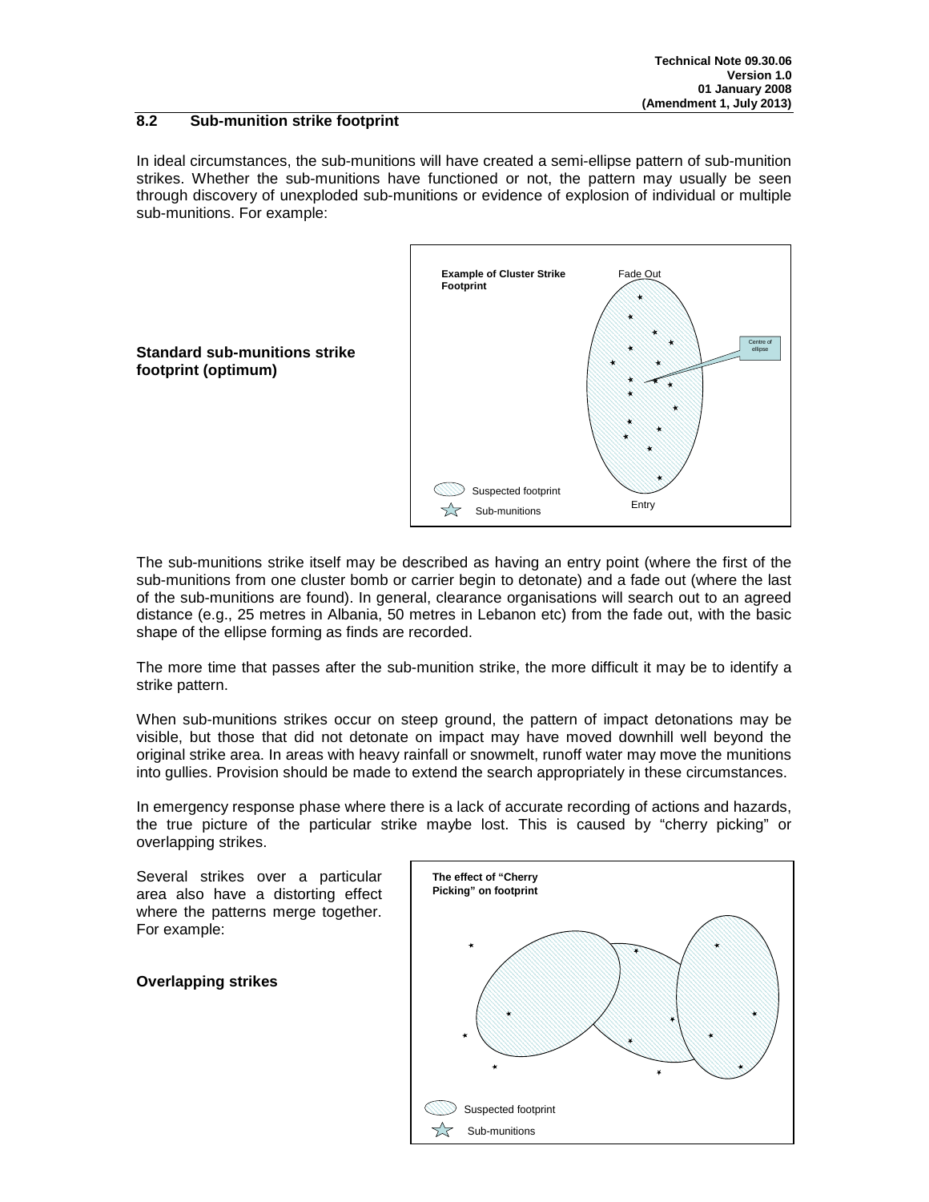## 8.2 Sub-munition strike footprint

In ideal circumstances, the sub-munitions will have created a semi-ellipse pattern of sub-munition strikes. Whether the sub-munitions have functioned or not, the pattern may usually be seen through discovery of unexploded sub-munitions or evidence of explosion of individual or multiple sub-munitions. For example:

**Standard sub-munitions strike footprint (optimum)**

The sub-munitions strike itself may be described as having an entry point (where the first of the sub-munitions from one cluster bomb or carrier begin to detonate) and a fade out (where the last of the sub-munitions are found). In general, clearance organisations will search out to an agreed distance (e.g., 25 metres in Albania, 50 metres in Lebanon etc) from the fade out, with the basic shape of the ellipse forming as finds are recorded.

The more time that passes after the sub-munition strike, the more difficult it may be to identify a strike pattern.

When sub-munitions strikes occur on steep ground, the pattern of impact detonations may be visible, but those that did not detonate on impact may have moved downhill well beyond the original strike area. In areas with heavy rainfall or snowmelt, runoff water may move the munitions into gullies. Provision should be made to extend the search appropriately in these circumstances.

In emergency response phase where there is a lack of accurate recording of actions and hazards, the true picture of the particular strike maybe lost. This is caused by “cherry picking” or overlapping strikes.

Several strikes over a particular area also have a distorting effect where the patterns merge together. For example:

**Overlapping strikes**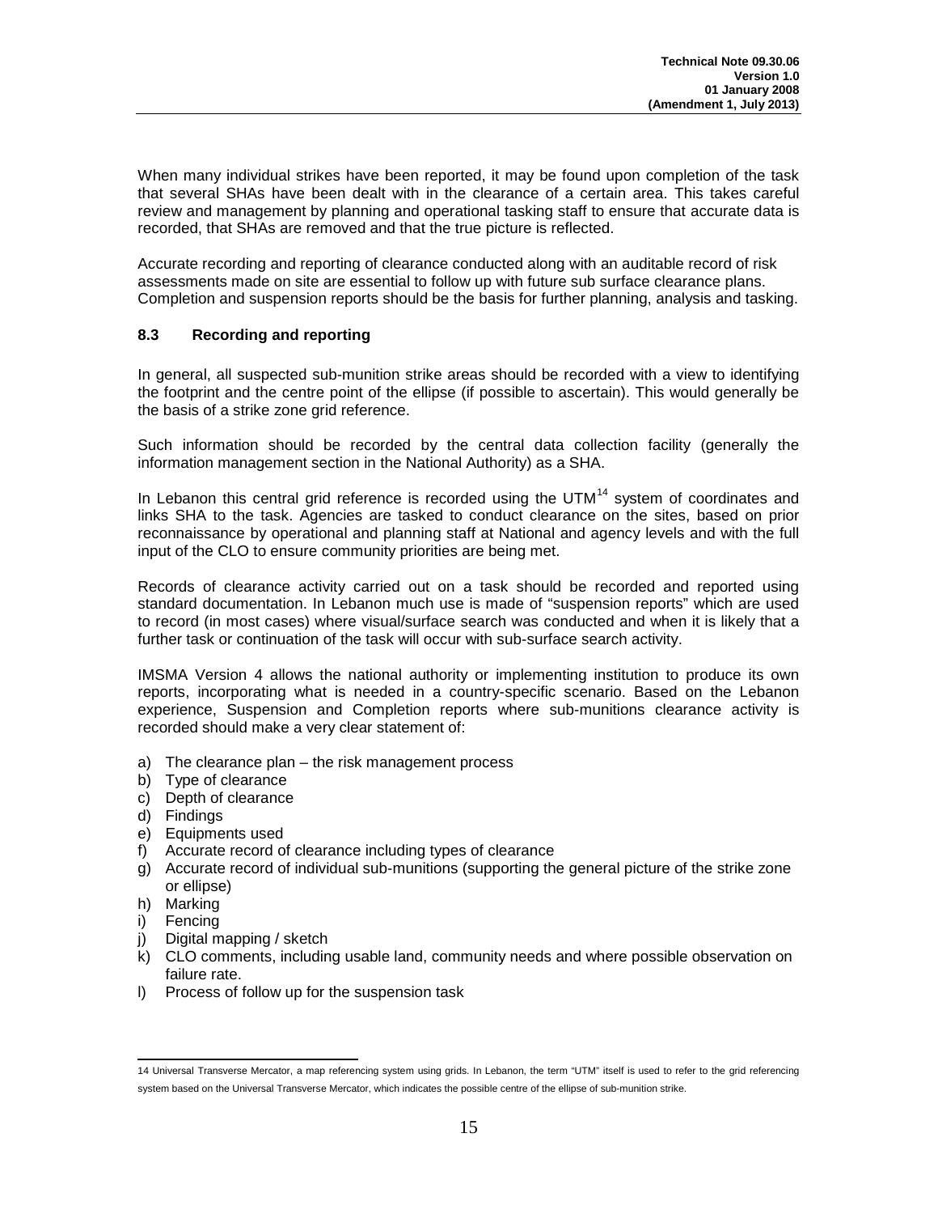When many individual strikes have been reported, it may be found upon completion of the task that several SHAs have been dealt with in the clearance of a certain area. This takes careful review and management by planning and operational tasking staff to ensure that accurate data is recorded, that SHAs are removed and that the true picture is reflected.

Accurate recording and reporting of clearance conducted along with an auditable record of risk assessments made on site are essential to follow up with future sub surface clearance plans. Completion and suspension reports should be the basis for further planning, analysis and tasking.

### 8.3 Recording and reporting

In general, all suspected sub-munition strike areas should be recorded with a view to identifying the footprint and the centre point of the ellipse (if possible to ascertain). This would generally be the basis of a strike zone grid reference.

Such information should be recorded by the central data collection facility (generally the information management section in the National Authority) as a SHA.

In Lebanon this central grid reference is recorded using the UTM[14] system of coordinates and links SHA to the task. Agencies are tasked to conduct clearance on the sites, based on prior reconnaissance by operational and planning staff at National and agency levels and with the full input of the CLO to ensure community priorities are being met.

Records of clearance activity carried out on a task should be recorded and reported using standard documentation. In Lebanon much use is made of "suspension reports" which are used to record (in most cases) where visual/surface search was conducted and when it is likely that a further task or continuation of the task will occur with sub-surface search activity.

IMSMA Version 4 allows the national authority or implementing institution to produce its own reports, incorporating what is needed in a country-specific scenario. Based on the Lebanon experience, Suspension and Completion reports where sub-munitions clearance activity is recorded should make a very clear statement of:

a) The clearance plan – the risk management process
b) Type of clearance
c) Depth of clearance
d) Findings
e) Equipments used
f) Accurate record of clearance including types of clearance
g) Accurate record of individual sub-munitions (supporting the general picture of the strike zone or ellipse)
h) Marking
i) Fencing
j) Digital mapping / sketch
k) CLO comments, including usable land, community needs and where possible observation on failure rate.
l) Process of follow up for the suspension task

---

14 Universal Transverse Mercator, a map referencing system using grids. In Lebanon, the term "UTM" itself is used to refer to the grid referencing system based on the Universal Transverse Mercator, which indicates the possible centre of the ellipse of sub-munition strike.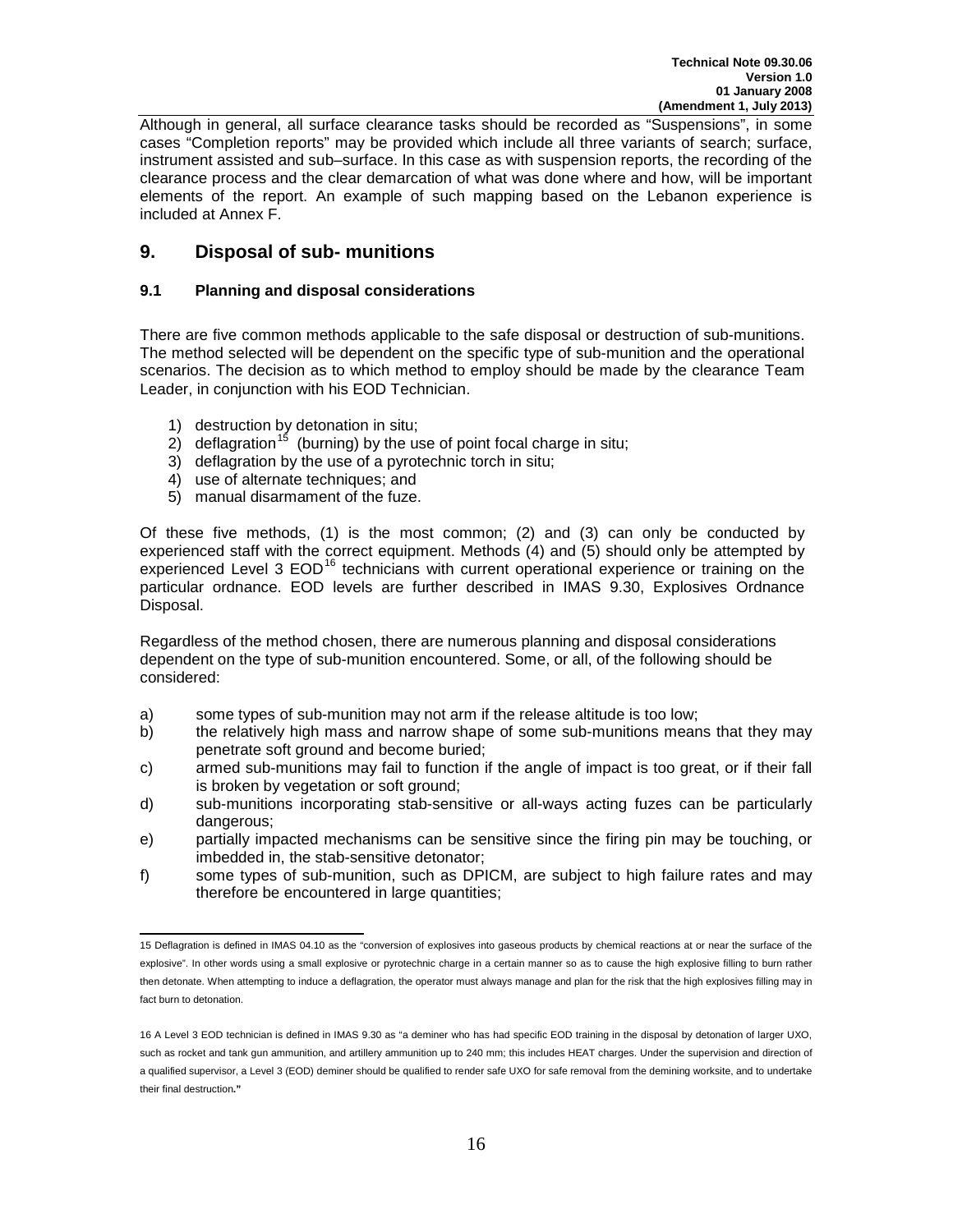Although in general, all surface clearance tasks should be recorded as "Suspensions", in some cases "Completion reports" may be provided which include all three variants of search; surface, instrument assisted and sub–surface. In this case as with suspension reports, the recording of the clearance process and the clear demarcation of what was done where and how, will be important elements of the report. An example of such mapping based on the Lebanon experience is included at Annex F.

## 9. Disposal of sub- munitions

### 9.1 Planning and disposal considerations

There are five common methods applicable to the safe disposal or destruction of sub-munitions. The method selected will be dependent on the specific type of sub-munition and the operational scenarios. The decision as to which method to employ should be made by the clearance Team Leader, in conjunction with his EOD Technician.

1) destruction by detonation in situ;
2) deflagration[15] (burning) by the use of point focal charge in situ;
3) deflagration by the use of a pyrotechnic torch in situ;
4) use of alternate techniques; and
5) manual disarmament of the fuze.

Of these five methods, (1) is the most common; (2) and (3) can only be conducted by experienced staff with the correct equipment. Methods (4) and (5) should only be attempted by experienced Level 3 EOD[16] technicians with current operational experience or training on the particular ordnance. EOD levels are further described in IMAS 9.30, Explosives Ordnance Disposal.

Regardless of the method chosen, there are numerous planning and disposal considerations dependent on the type of sub-munition encountered. Some, or all, of the following should be considered:

a) some types of sub-munition may not arm if the release altitude is too low;
b) the relatively high mass and narrow shape of some sub-munitions means that they may penetrate soft ground and become buried;
c) armed sub-munitions may fail to function if the angle of impact is too great, or if their fall is broken by vegetation or soft ground;
d) sub-munitions incorporating stab-sensitive or all-ways acting fuzes can be particularly dangerous;
e) partially impacted mechanisms can be sensitive since the firing pin may be touching, or imbedded in, the stab-sensitive detonator;
f) some types of sub-munition, such as DPICM, are subject to high failure rates and may therefore be encountered in large quantities;

---

15 Deflagration is defined in IMAS 04.10 as the "conversion of explosives into gaseous products by chemical reactions at or near the surface of the explosive". In other words using a small explosive or pyrotechnic charge in a certain manner so as to cause the high explosive filling to burn rather then detonate. When attempting to induce a deflagration, the operator must always manage and plan for the risk that the high explosives filling may in fact burn to detonation.

16 A Level 3 EOD technician is defined in IMAS 9.30 as "a deminer who has had specific EOD training in the disposal by detonation of larger UXO, such as rocket and tank gun ammunition, and artillery ammunition up to 240 mm; this includes HEAT charges. Under the supervision and direction of a qualified supervisor, a Level 3 (EOD) deminer should be qualified to render safe UXO for safe removal from the demining worksite, and to undertake their final destruction."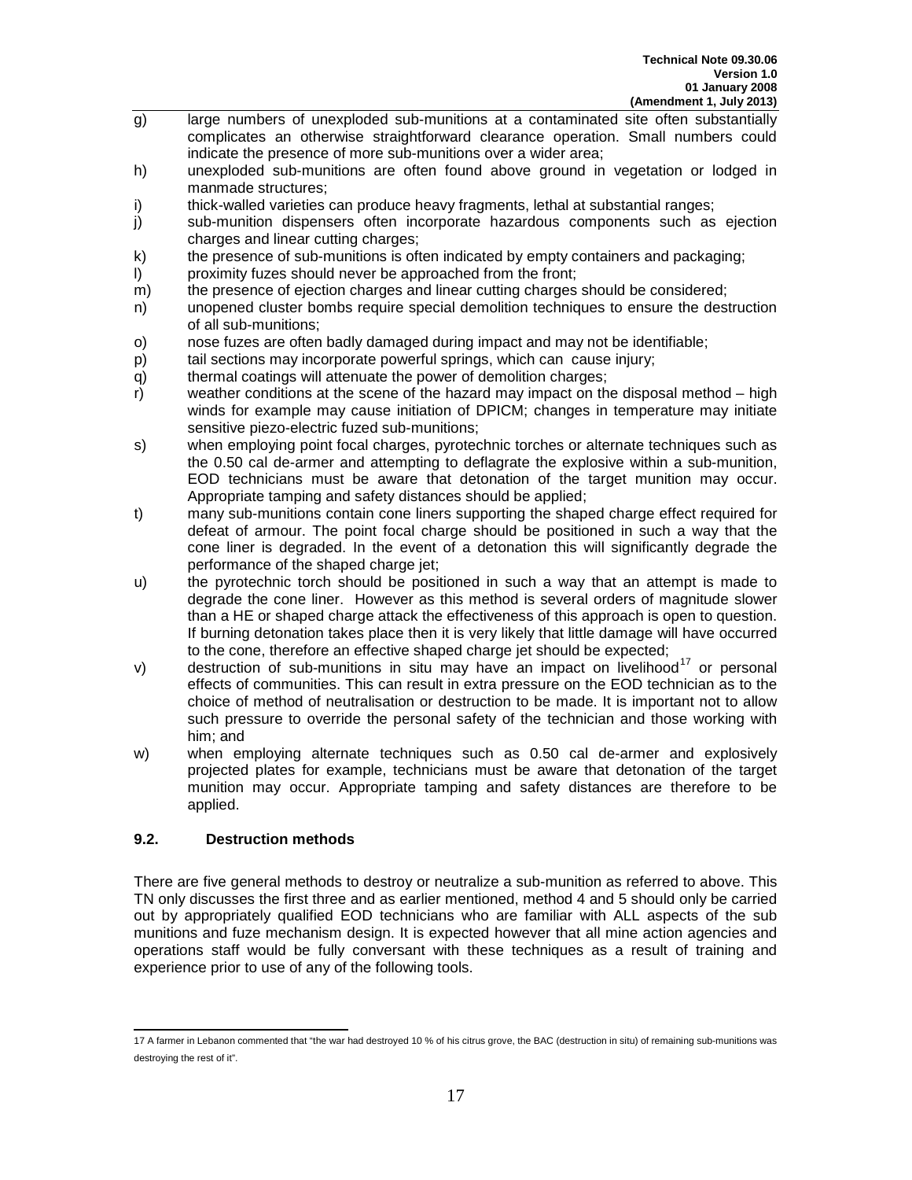g) large numbers of unexploded sub-munitions at a contaminated site often substantially complicates an otherwise straightforward clearance operation. Small numbers could indicate the presence of more sub-munitions over a wider area;

h) unexploded sub-munitions are often found above ground in vegetation or lodged in manmade structures;

i) thick-walled varieties can produce heavy fragments, lethal at substantial ranges;

j) sub-munition dispensers often incorporate hazardous components such as ejection charges and linear cutting charges;

k) the presence of sub-munitions is often indicated by empty containers and packaging;

l) proximity fuzes should never be approached from the front;

m) the presence of ejection charges and linear cutting charges should be considered;

n) unopened cluster bombs require special demolition techniques to ensure the destruction of all sub-munitions;

o) nose fuzes are often badly damaged during impact and may not be identifiable;

p) tail sections may incorporate powerful springs, which can cause injury;

q) thermal coatings will attenuate the power of demolition charges;

r) weather conditions at the scene of the hazard may impact on the disposal method – high winds for example may cause initiation of DPICM; changes in temperature may initiate sensitive piezo-electric fuzed sub-munitions;

s) when employing point focal charges, pyrotechnic torches or alternate techniques such as the 0.50 cal de-armer and attempting to deflagrate the explosive within a sub-munition, EOD technicians must be aware that detonation of the target munition may occur. Appropriate tamping and safety distances should be applied;

t) many sub-munitions contain cone liners supporting the shaped charge effect required for defeat of armour. The point focal charge should be positioned in such a way that the cone liner is degraded. In the event of a detonation this will significantly degrade the performance of the shaped charge jet;

u) the pyrotechnic torch should be positioned in such a way that an attempt is made to degrade the cone liner. However as this method is several orders of magnitude slower than a HE or shaped charge attack the effectiveness of this approach is open to question. If burning detonation takes place then it is very likely that little damage will have occurred to the cone, therefore an effective shaped charge jet should be expected;

v) destruction of sub-munitions in situ may have an impact on livelihood[17] or personal effects of communities. This can result in extra pressure on the EOD technician as to the choice of method of neutralisation or destruction to be made. It is important not to allow such pressure to override the personal safety of the technician and those working with him; and

w) when employing alternate techniques such as 0.50 cal de-armer and explosively projected plates for example, technicians must be aware that detonation of the target munition may occur. Appropriate tamping and safety distances are therefore to be applied.

## 9.2. Destruction methods

There are five general methods to destroy or neutralize a sub-munition as referred to above. This TN only discusses the first three and as earlier mentioned, method 4 and 5 should only be carried out by appropriately qualified EOD technicians who are familiar with ALL aspects of the sub munitions and fuze mechanism design. It is expected however that all mine action agencies and operations staff would be fully conversant with these techniques as a result of training and experience prior to use of any of the following tools.

---

[17] A farmer in Lebanon commented that "the war had destroyed 10 % of his citrus grove, the BAC (destruction in situ) of remaining sub-munitions was destroying the rest of it".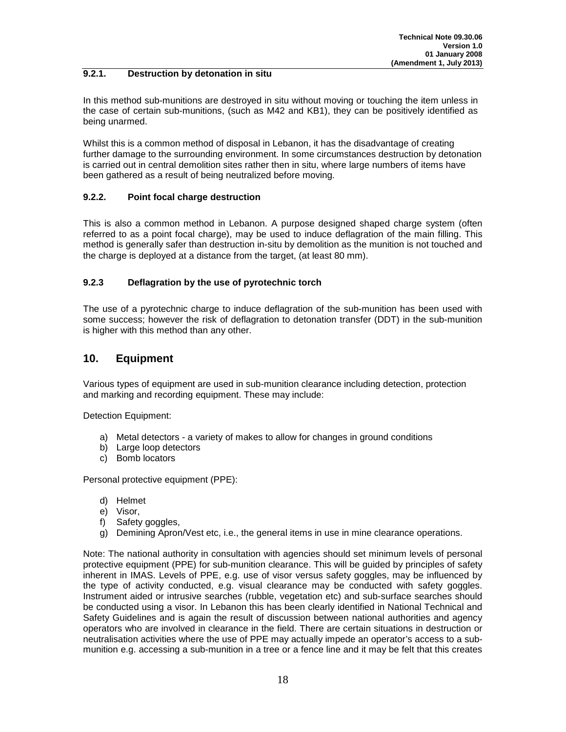#### 9.2.1. Destruction by detonation in situ

In this method sub-munitions are destroyed in situ without moving or touching the item unless in the case of certain sub-munitions, (such as M42 and KB1), they can be positively identified as being unarmed.

Whilst this is a common method of disposal in Lebanon, it has the disadvantage of creating further damage to the surrounding environment. In some circumstances destruction by detonation is carried out in central demolition sites rather then in situ, where large numbers of items have been gathered as a result of being neutralized before moving.

#### 9.2.2. Point focal charge destruction

This is also a common method in Lebanon. A purpose designed shaped charge system (often referred to as a point focal charge), may be used to induce deflagration of the main filling. This method is generally safer than destruction in-situ by demolition as the munition is not touched and the charge is deployed at a distance from the target, (at least 80 mm).

#### 9.2.3 Deflagration by the use of pyrotechnic torch

The use of a pyrotechnic charge to induce deflagration of the sub-munition has been used with some success; however the risk of deflagration to detonation transfer (DDT) in the sub-munition is higher with this method than any other.

## 10. Equipment

Various types of equipment are used in sub-munition clearance including detection, protection and marking and recording equipment. These may include:

Detection Equipment:

a) Metal detectors - a variety of makes to allow for changes in ground conditions
b) Large loop detectors
c) Bomb locators

Personal protective equipment (PPE):

d) Helmet
e) Visor,
f) Safety goggles,
g) Demining Apron/Vest etc, i.e., the general items in use in mine clearance operations.

Note: The national authority in consultation with agencies should set minimum levels of personal protective equipment (PPE) for sub-munition clearance. This will be guided by principles of safety inherent in IMAS. Levels of PPE, e.g. use of visor versus safety goggles, may be influenced by the type of activity conducted, e.g. visual clearance may be conducted with safety goggles. Instrument aided or intrusive searches (rubble, vegetation etc) and sub-surface searches should be conducted using a visor. In Lebanon this has been clearly identified in National Technical and Safety Guidelines and is again the result of discussion between national authorities and agency operators who are involved in clearance in the field. There are certain situations in destruction or neutralisation activities where the use of PPE may actually impede an operator's access to a sub-munition e.g. accessing a sub-munition in a tree or a fence line and it may be felt that this creates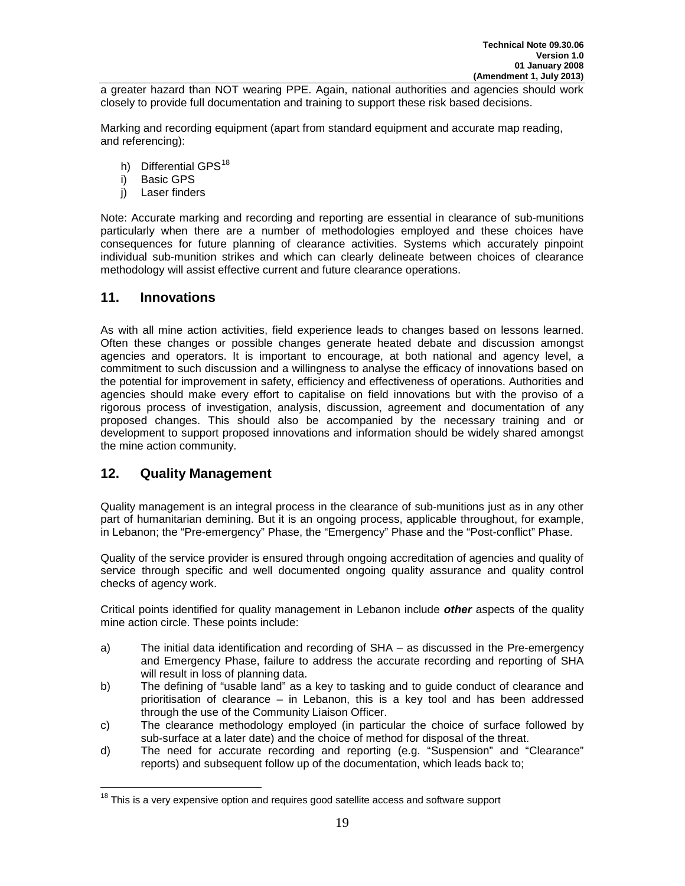a greater hazard than NOT wearing PPE. Again, national authorities and agencies should work closely to provide full documentation and training to support these risk based decisions.

Marking and recording equipment (apart from standard equipment and accurate map reading, and referencing):

h) Differential GPS[18]
i) Basic GPS
j) Laser finders

Note: Accurate marking and recording and reporting are essential in clearance of sub-munitions particularly when there are a number of methodologies employed and these choices have consequences for future planning of clearance activities. Systems which accurately pinpoint individual sub-munition strikes and which can clearly delineate between choices of clearance methodology will assist effective current and future clearance operations.

## 11. Innovations

As with all mine action activities, field experience leads to changes based on lessons learned. Often these changes or possible changes generate heated debate and discussion amongst agencies and operators. It is important to encourage, at both national and agency level, a commitment to such discussion and a willingness to analyse the efficacy of innovations based on the potential for improvement in safety, efficiency and effectiveness of operations. Authorities and agencies should make every effort to capitalise on field innovations but with the proviso of a rigorous process of investigation, analysis, discussion, agreement and documentation of any proposed changes. This should also be accompanied by the necessary training and or development to support proposed innovations and information should be widely shared amongst the mine action community.

## 12. Quality Management

Quality management is an integral process in the clearance of sub-munitions just as in any other part of humanitarian demining. But it is an ongoing process, applicable throughout, for example, in Lebanon; the "Pre-emergency" Phase, the "Emergency" Phase and the "Post-conflict" Phase.

Quality of the service provider is ensured through ongoing accreditation of agencies and quality of service through specific and well documented ongoing quality assurance and quality control checks of agency work.

Critical points identified for quality management in Lebanon include ***other*** aspects of the quality mine action circle. These points include:

a) The initial data identification and recording of SHA – as discussed in the Pre-emergency and Emergency Phase, failure to address the accurate recording and reporting of SHA will result in loss of planning data.
b) The defining of "usable land" as a key to tasking and to guide conduct of clearance and prioritisation of clearance – in Lebanon, this is a key tool and has been addressed through the use of the Community Liaison Officer.
c) The clearance methodology employed (in particular the choice of surface followed by sub-surface at a later date) and the choice of method for disposal of the threat.
d) The need for accurate recording and reporting (e.g. "Suspension" and "Clearance" reports) and subsequent follow up of the documentation, which leads back to;

[18] This is a very expensive option and requires good satellite access and software support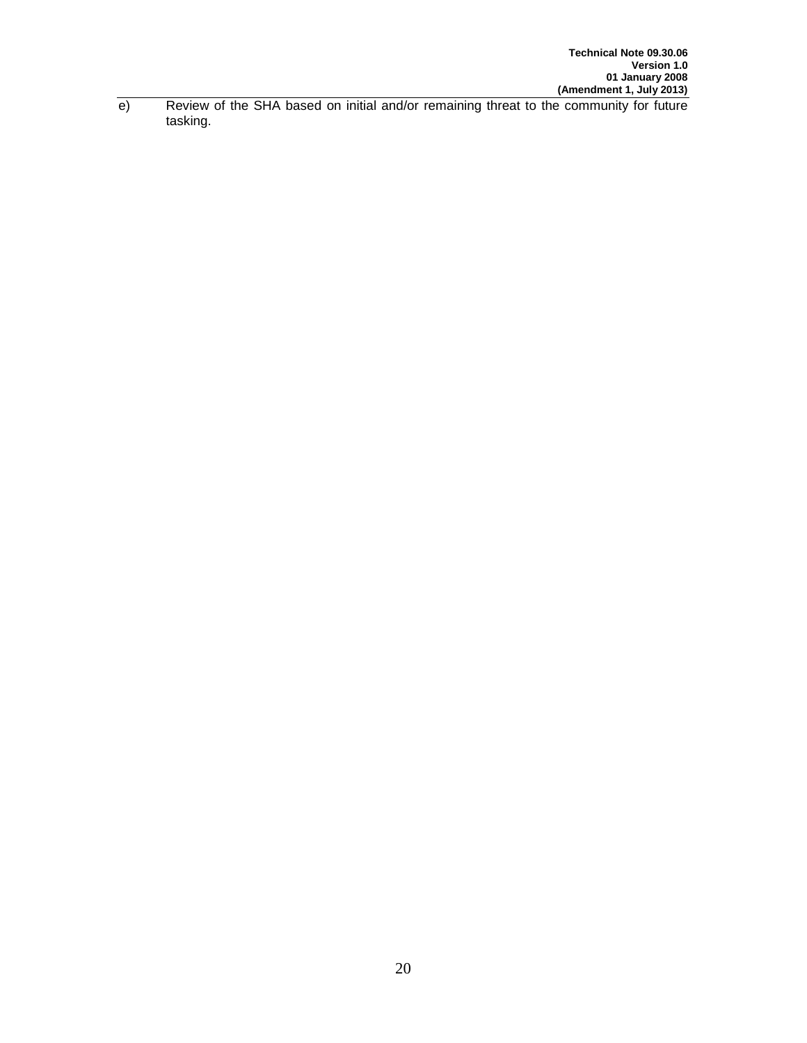e) Review of the SHA based on initial and/or remaining threat to the community for future tasking.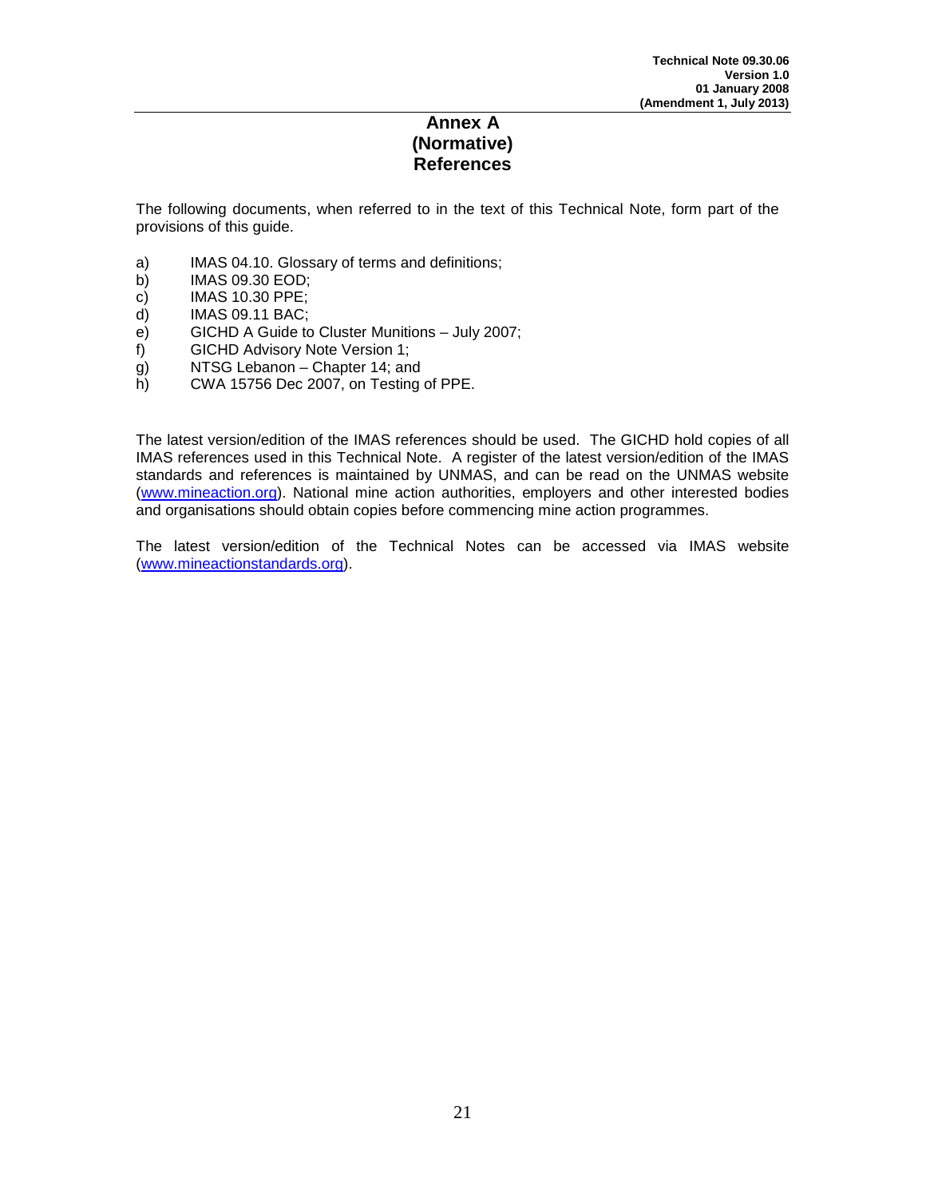# Annex A (Normative) References

The following documents, when referred to in the text of this Technical Note, form part of the provisions of this guide.

a) IMAS 04.10. Glossary of terms and definitions;
b) IMAS 09.30 EOD;
c) IMAS 10.30 PPE;
d) IMAS 09.11 BAC;
e) GICHD A Guide to Cluster Munitions – July 2007;
f) GICHD Advisory Note Version 1;
g) NTSG Lebanon – Chapter 14; and
h) CWA 15756 Dec 2007, on Testing of PPE.

The latest version/edition of the IMAS references should be used. The GICHD hold copies of all IMAS references used in this Technical Note. A register of the latest version/edition of the IMAS standards and references is maintained by UNMAS, and can be read on the UNMAS website (www.mineaction.org). National mine action authorities, employers and other interested bodies and organisations should obtain copies before commencing mine action programmes.

The latest version/edition of the Technical Notes can be accessed via IMAS website (www.mineactionstandards.org).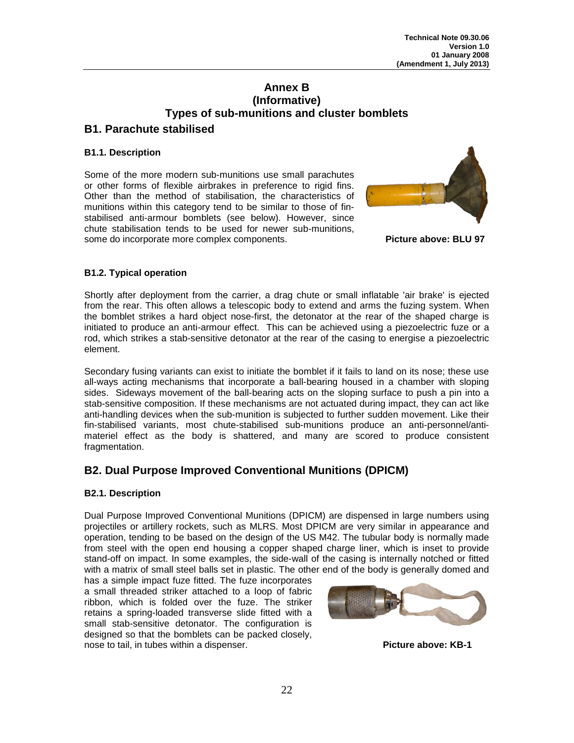# Annex B
# (Informative)
# Types of sub-munitions and cluster bomblets

## B1. Parachute stabilised

### B1.1. Description

Some of the more modern sub-munitions use small parachutes or other forms of flexible airbrakes in preference to rigid fins. Other than the method of stabilisation, the characteristics of munitions within this category tend to be similar to those of fin-stabilised anti-armour bomblets (see below). However, since chute stabilisation tends to be used for newer sub-munitions, some do incorporate more complex components.

**Picture above: BLU 97**

### B1.2. Typical operation

Shortly after deployment from the carrier, a drag chute or small inflatable 'air brake' is ejected from the rear. This often allows a telescopic body to extend and arms the fuzing system. When the bomblet strikes a hard object nose-first, the detonator at the rear of the shaped charge is initiated to produce an anti-armour effect. This can be achieved using a piezoelectric fuze or a rod, which strikes a stab-sensitive detonator at the rear of the casing to energise a piezoelectric element.

Secondary fusing variants can exist to initiate the bomblet if it fails to land on its nose; these use all-ways acting mechanisms that incorporate a ball-bearing housed in a chamber with sloping sides. Sideways movement of the ball-bearing acts on the sloping surface to push a pin into a stab-sensitive composition. If these mechanisms are not actuated during impact, they can act like anti-handling devices when the sub-munition is subjected to further sudden movement. Like their fin-stabilised variants, most chute-stabilised sub-munitions produce an anti-personnel/anti-materiel effect as the body is shattered, and many are scored to produce consistent fragmentation.

## B2. Dual Purpose Improved Conventional Munitions (DPICM)

### B2.1. Description

Dual Purpose Improved Conventional Munitions (DPICM) are dispensed in large numbers using projectiles or artillery rockets, such as MLRS. Most DPICM are very similar in appearance and operation, tending to be based on the design of the US M42. The tubular body is normally made from steel with the open end housing a copper shaped charge liner, which is inset to provide stand-off on impact. In some examples, the side-wall of the casing is internally notched or fitted with a matrix of small steel balls set in plastic. The other end of the body is generally domed and has a simple impact fuze fitted. The fuze incorporates a small threaded striker attached to a loop of fabric ribbon, which is folded over the fuze. The striker retains a spring-loaded transverse slide fitted with a small stab-sensitive detonator. The configuration is designed so that the bomblets can be packed closely, nose to tail, in tubes within a dispenser.

**Picture above: KB-1**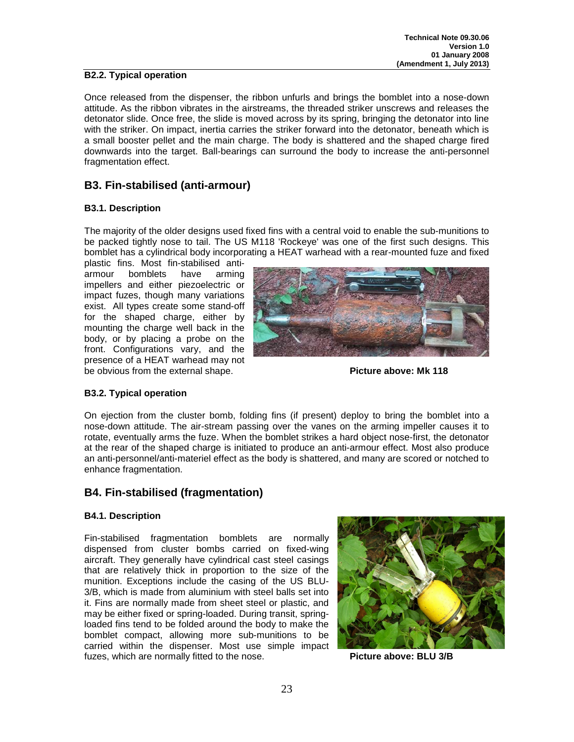### B2.2. Typical operation

Once released from the dispenser, the ribbon unfurls and brings the bomblet into a nose-down attitude. As the ribbon vibrates in the airstreams, the threaded striker unscrews and releases the detonator slide. Once free, the slide is moved across by its spring, bringing the detonator into line with the striker. On impact, inertia carries the striker forward into the detonator, beneath which is a small booster pellet and the main charge. The body is shattered and the shaped charge fired downwards into the target. Ball-bearings can surround the body to increase the anti-personnel fragmentation effect.

## B3. Fin-stabilised (anti-armour)

### B3.1. Description

The majority of the older designs used fixed fins with a central void to enable the sub-munitions to be packed tightly nose to tail. The US M118 'Rockeye' was one of the first such designs. This bomblet has a cylindrical body incorporating a HEAT warhead with a rear-mounted fuze and fixed plastic fins. Most fin-stabilised anti-armour bomblets have arming impellers and either piezoelectric or impact fuzes, though many variations exist. All types create some stand-off for the shaped charge, either by mounting the charge well back in the body, or by placing a probe on the front. Configurations vary, and the presence of a HEAT warhead may not be obvious from the external shape.

**Picture above: Mk 118**

### B3.2. Typical operation

On ejection from the cluster bomb, folding fins (if present) deploy to bring the bomblet into a nose-down attitude. The air-stream passing over the vanes on the arming impeller causes it to rotate, eventually arms the fuze. When the bomblet strikes a hard object nose-first, the detonator at the rear of the shaped charge is initiated to produce an anti-armour effect. Most also produce an anti-personnel/anti-materiel effect as the body is shattered, and many are scored or notched to enhance fragmentation.

## B4. Fin-stabilised (fragmentation)

### B4.1. Description

Fin-stabilised fragmentation bomblets are normally dispensed from cluster bombs carried on fixed-wing aircraft. They generally have cylindrical cast steel casings that are relatively thick in proportion to the size of the munition. Exceptions include the casing of the US BLU-3/B, which is made from aluminium with steel balls set into it. Fins are normally made from sheet steel or plastic, and may be either fixed or spring-loaded. During transit, spring-loaded fins tend to be folded around the body to make the bomblet compact, allowing more sub-munitions to be carried within the dispenser. Most use simple impact fuzes, which are normally fitted to the nose.

**Picture above: BLU 3/B**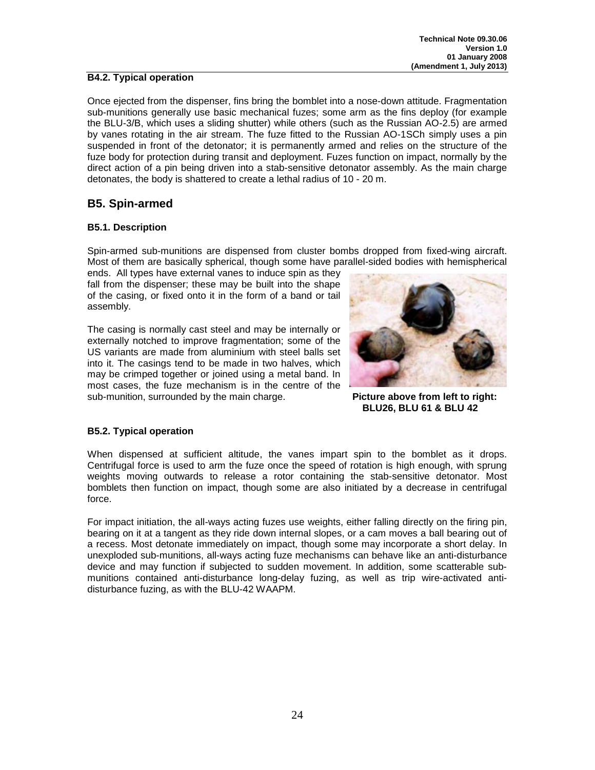### B4.2. Typical operation

Once ejected from the dispenser, fins bring the bomblet into a nose-down attitude. Fragmentation sub-munitions generally use basic mechanical fuzes; some arm as the fins deploy (for example the BLU-3/B, which uses a sliding shutter) while others (such as the Russian AO-2.5) are armed by vanes rotating in the air stream. The fuze fitted to the Russian AO-1SCh simply uses a pin suspended in front of the detonator; it is permanently armed and relies on the structure of the fuze body for protection during transit and deployment. Fuzes function on impact, normally by the direct action of a pin being driven into a stab-sensitive detonator assembly. As the main charge detonates, the body is shattered to create a lethal radius of 10 - 20 m.

## B5. Spin-armed

### B5.1. Description

Spin-armed sub-munitions are dispensed from cluster bombs dropped from fixed-wing aircraft. Most of them are basically spherical, though some have parallel-sided bodies with hemispherical ends. All types have external vanes to induce spin as they fall from the dispenser; these may be built into the shape of the casing, or fixed onto it in the form of a band or tail assembly.

The casing is normally cast steel and may be internally or externally notched to improve fragmentation; some of the US variants are made from aluminium with steel balls set into it. The casings tend to be made in two halves, which may be crimped together or joined using a metal band. In most cases, the fuze mechanism is in the centre of the sub-munition, surrounded by the main charge.

**Picture above from left to right: BLU26, BLU 61 & BLU 42**

### B5.2. Typical operation

When dispensed at sufficient altitude, the vanes impart spin to the bomblet as it drops. Centrifugal force is used to arm the fuze once the speed of rotation is high enough, with sprung weights moving outwards to release a rotor containing the stab-sensitive detonator. Most bomblets then function on impact, though some are also initiated by a decrease in centrifugal force.

For impact initiation, the all-ways acting fuzes use weights, either falling directly on the firing pin, bearing on it at a tangent as they ride down internal slopes, or a cam moves a ball bearing out of a recess. Most detonate immediately on impact, though some may incorporate a short delay. In unexploded sub-munitions, all-ways acting fuze mechanisms can behave like an anti-disturbance device and may function if subjected to sudden movement. In addition, some scatterable sub-munitions contained anti-disturbance long-delay fuzing, as well as trip wire-activated anti-disturbance fuzing, as with the BLU-42 WAAPM.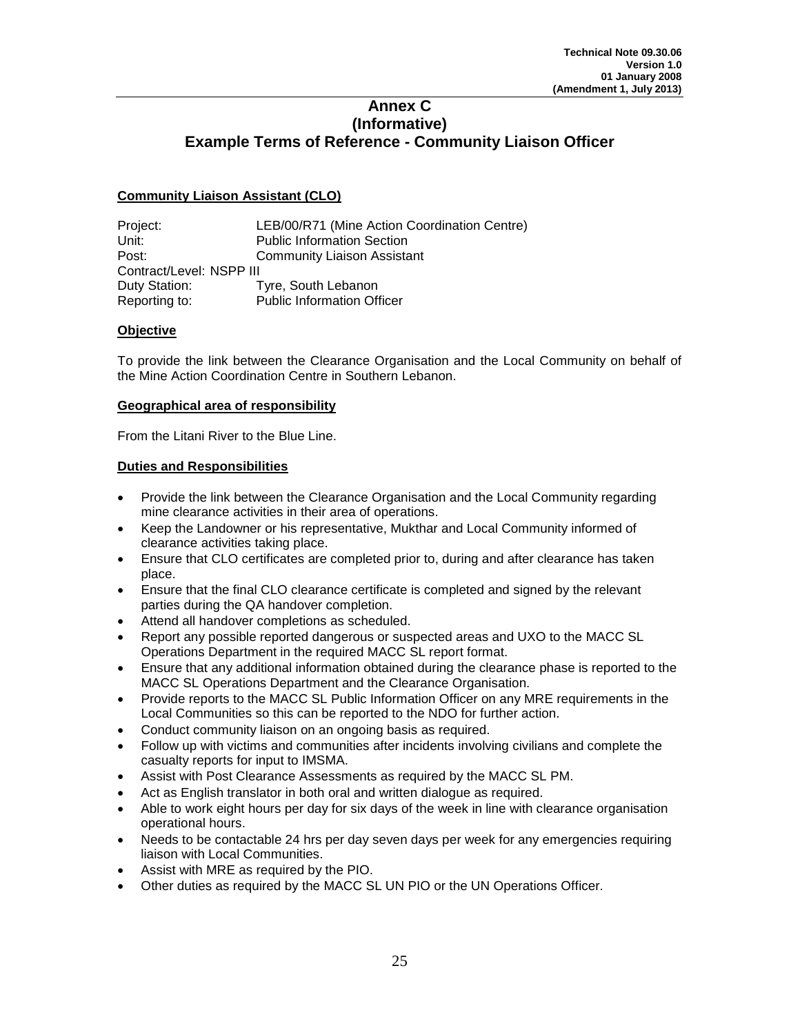# Annex C
# (Informative)
# Example Terms of Reference - Community Liaison Officer

**Community Liaison Assistant (CLO)**

Project: LEB/00/R71 (Mine Action Coordination Centre)
Unit: Public Information Section
Post: Community Liaison Assistant
Contract/Level: NSPP III
Duty Station: Tyre, South Lebanon
Reporting to: Public Information Officer

**Objective**

To provide the link between the Clearance Organisation and the Local Community on behalf of the Mine Action Coordination Centre in Southern Lebanon.

**Geographical area of responsibility**

From the Litani River to the Blue Line.

**Duties and Responsibilities**

- Provide the link between the Clearance Organisation and the Local Community regarding mine clearance activities in their area of operations.
- Keep the Landowner or his representative, Mukthar and Local Community informed of clearance activities taking place.
- Ensure that CLO certificates are completed prior to, during and after clearance has taken place.
- Ensure that the final CLO clearance certificate is completed and signed by the relevant parties during the QA handover completion.
- Attend all handover completions as scheduled.
- Report any possible reported dangerous or suspected areas and UXO to the MACC SL Operations Department in the required MACC SL report format.
- Ensure that any additional information obtained during the clearance phase is reported to the MACC SL Operations Department and the Clearance Organisation.
- Provide reports to the MACC SL Public Information Officer on any MRE requirements in the Local Communities so this can be reported to the NDO for further action.
- Conduct community liaison on an ongoing basis as required.
- Follow up with victims and communities after incidents involving civilians and complete the casualty reports for input to IMSMA.
- Assist with Post Clearance Assessments as required by the MACC SL PM.
- Act as English translator in both oral and written dialogue as required.
- Able to work eight hours per day for six days of the week in line with clearance organisation operational hours.
- Needs to be contactable 24 hrs per day seven days per week for any emergencies requiring liaison with Local Communities.
- Assist with MRE as required by the PIO.
- Other duties as required by the MACC SL UN PIO or the UN Operations Officer.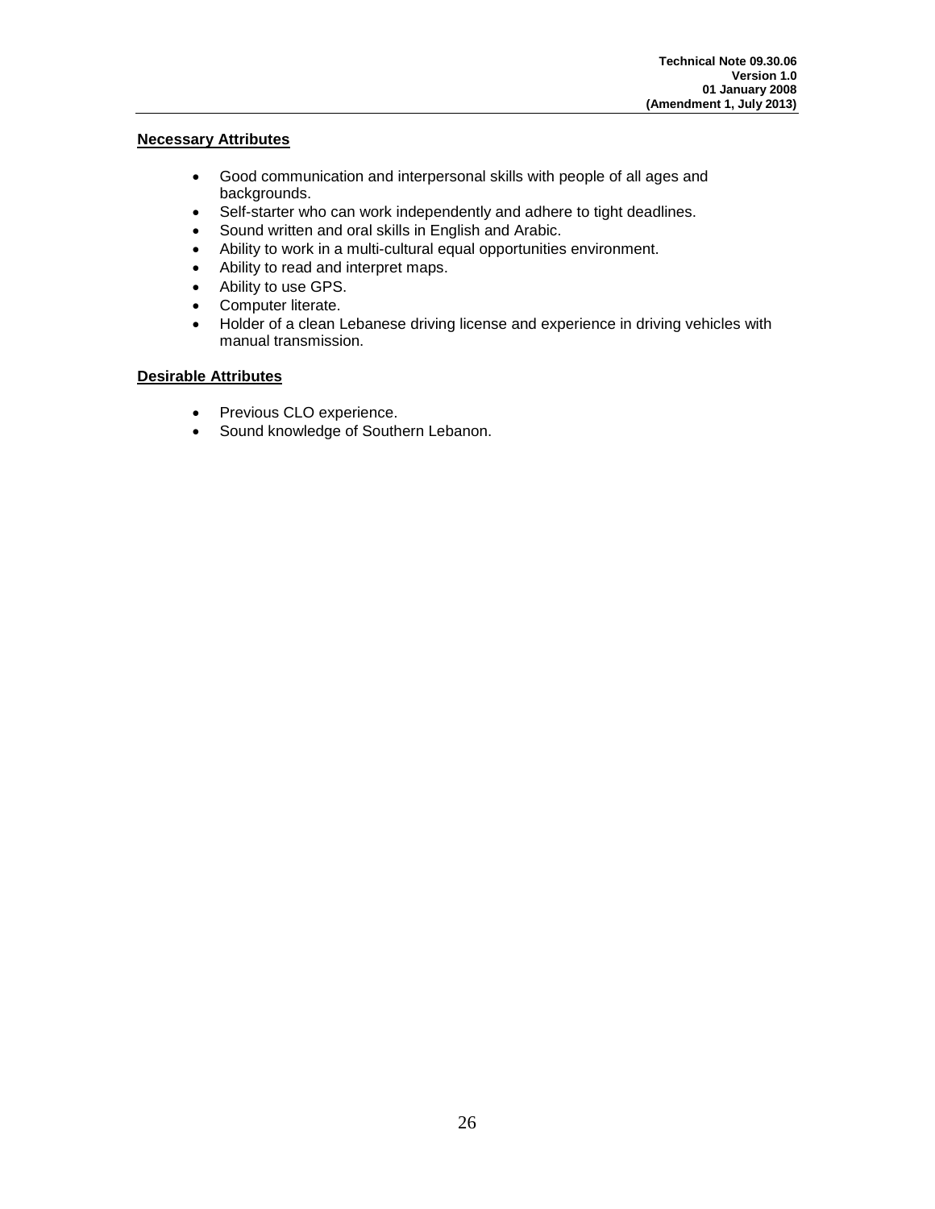**Necessary Attributes**

- Good communication and interpersonal skills with people of all ages and backgrounds.
- Self-starter who can work independently and adhere to tight deadlines.
- Sound written and oral skills in English and Arabic.
- Ability to work in a multi-cultural equal opportunities environment.
- Ability to read and interpret maps.
- Ability to use GPS.
- Computer literate.
- Holder of a clean Lebanese driving license and experience in driving vehicles with manual transmission.

**Desirable Attributes**

- Previous CLO experience.
- Sound knowledge of Southern Lebanon.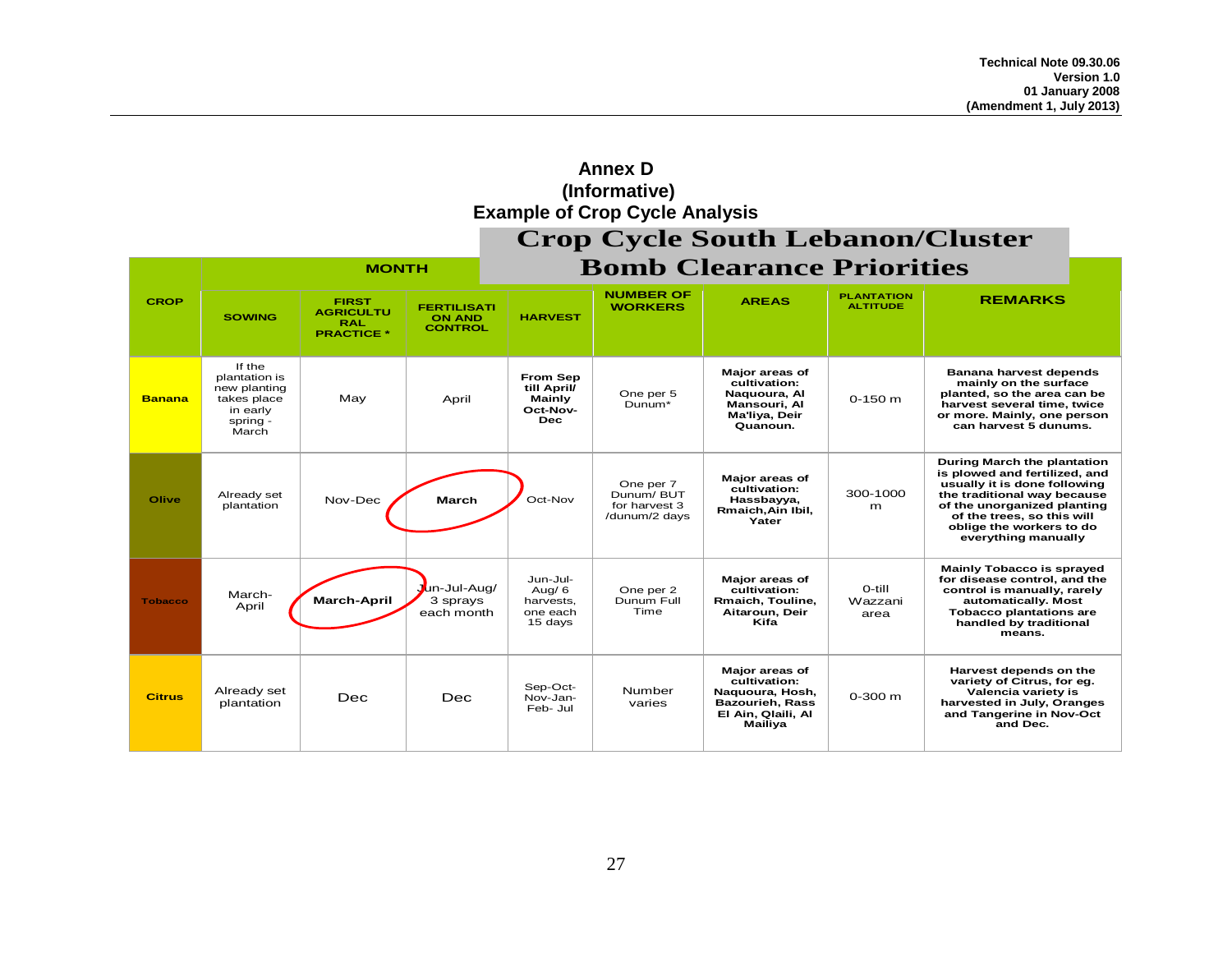# Annex D
## (Informative)
## Example of Crop Cycle Analysis

## Crop Cycle South Lebanon/Cluster Bomb Clearance Priorities

| CROP | MONTH | | | | NUMBER OF WORKERS | AREAS | PLANTATION ALTITUDE | REMARKS |
|---|---|---|---|---|---|---|---|---|
| | SOWING | FIRST AGRICULTURAL PRACTICE * | FERTILISATION AND CONTROL | HARVEST | | | | |
| **Banana** | If the plantation is new planting takes place in early spring - March | May | April | **From Sep till April/ Mainly Oct-Nov-Dec** | One per 5 Dunum* | **Major areas of cultivation: Naquoura, Al Mansouri, Al Ma'liya, Deir Quanoun.** | 0-150 m | **Banana harvest depends mainly on the surface planted, so the area can be harvest several time, twice or more. Mainly, one person can harvest 5 dunums.** |
| **Olive** | Already set plantation | Nov-Dec | **March** | Oct-Nov | One per 7 Dunum/ BUT for harvest 3 /dunum/2 days | **Major areas of cultivation: Hassbayya, Rmaich,Ain Ibil, Yater** | 300-1000 m | **During March the plantation is plowed and fertilized, and usually it is done following the traditional way because of the unorganized planting of the trees, so this will oblige the workers to do everything manually** |
| **Tobacco** | March-April | **March-April** | Jun-Jul-Aug/ 3 sprays each month | Jun-Jul-Aug/ 6 harvests, one each 15 days | One per 2 Dunum Full Time | **Major areas of cultivation: Rmaich, Touline, Aitaroun, Deir Kifa** | 0-till Wazzani area | **Mainly Tobacco is sprayed for disease control, and the control is manually, rarely automatically. Most Tobacco plantations are handled by traditional means.** |
| **Citrus** | Already set plantation | Dec | Dec | Sep-Oct-Nov-Jan-Feb- Jul | Number varies | **Major areas of cultivation: Naquoura, Hosh, Bazourieh, Rass El Ain, Qlaili, Al Mailiya** | 0-300 m | **Harvest depends on the variety of Citrus, for eg. Valencia variety is harvested in July, Oranges and Tangerine in Nov-Oct and Dec.** |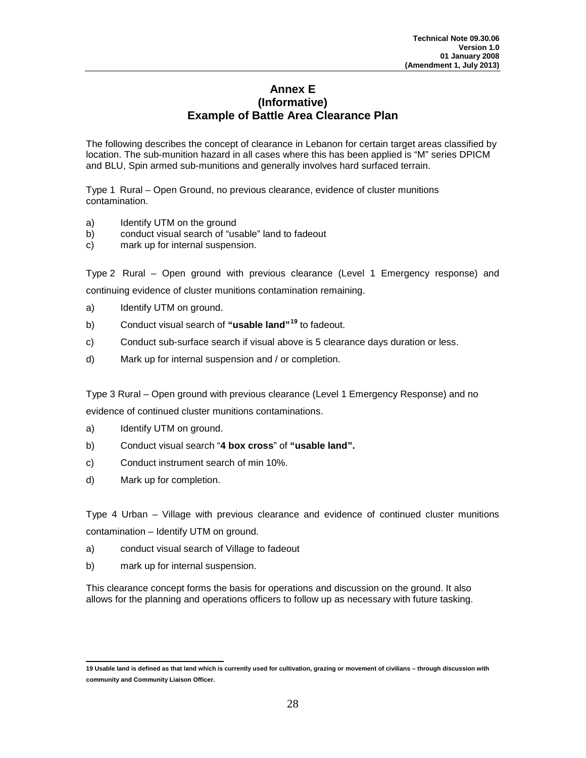# Annex E
## (Informative)
## Example of Battle Area Clearance Plan

The following describes the concept of clearance in Lebanon for certain target areas classified by location. The sub-munition hazard in all cases where this has been applied is "M" series DPICM and BLU, Spin armed sub-munitions and generally involves hard surfaced terrain.

Type 1 Rural – Open Ground, no previous clearance, evidence of cluster munitions contamination.

a) Identify UTM on the ground
b) conduct visual search of "usable" land to fadeout
c) mark up for internal suspension.

Type 2 Rural – Open ground with previous clearance (Level 1 Emergency response) and continuing evidence of cluster munitions contamination remaining.

a) Identify UTM on ground.
b) Conduct visual search of **"usable land"**[19] to fadeout.
c) Conduct sub-surface search if visual above is 5 clearance days duration or less.
d) Mark up for internal suspension and / or completion.

Type 3 Rural – Open ground with previous clearance (Level 1 Emergency Response) and no evidence of continued cluster munitions contaminations.

a) Identify UTM on ground.
b) Conduct visual search "**4 box cross**" of **"usable land".**
c) Conduct instrument search of min 10%.
d) Mark up for completion.

Type 4 Urban – Village with previous clearance and evidence of continued cluster munitions contamination – Identify UTM on ground.

a) conduct visual search of Village to fadeout
b) mark up for internal suspension.

This clearance concept forms the basis for operations and discussion on the ground. It also allows for the planning and operations officers to follow up as necessary with future tasking.

---

**19 Usable land is defined as that land which is currently used for cultivation, grazing or movement of civilians – through discussion with community and Community Liaison Officer.**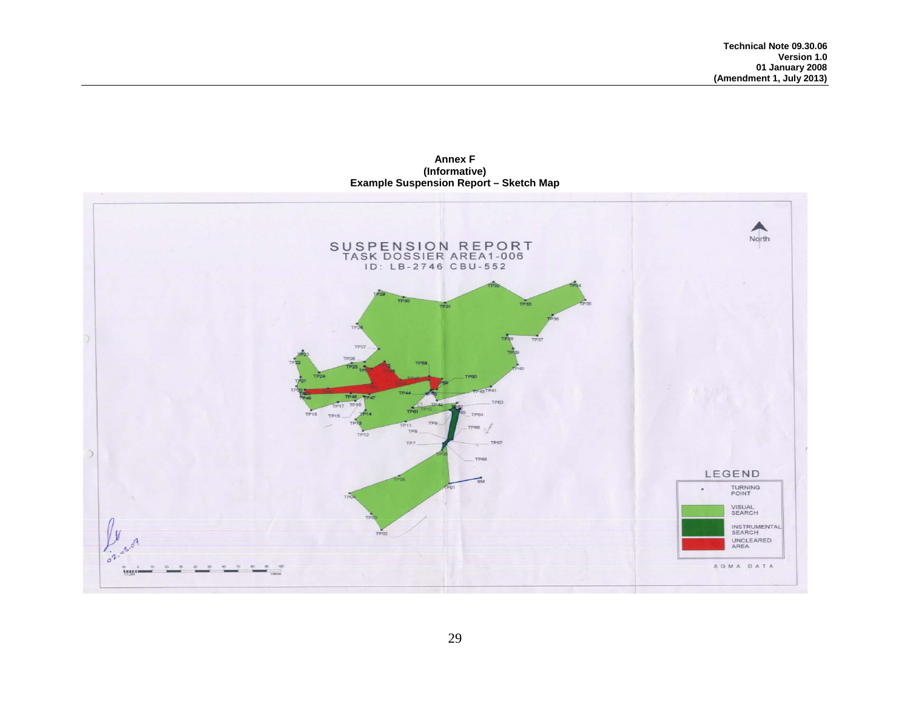**Annex F**
**(Informative)**
**Example Suspension Report – Sketch Map**

SUSPENSION REPORT
TASK DOSSIER AREA1-006
ID: LB-2746 CBU-552

North

LEGEND

- TURNING POINT
- VISUAL SEARCH
- INSTRUMENTAL SEARCH
- UNCLEARED AREA

AGMA DATA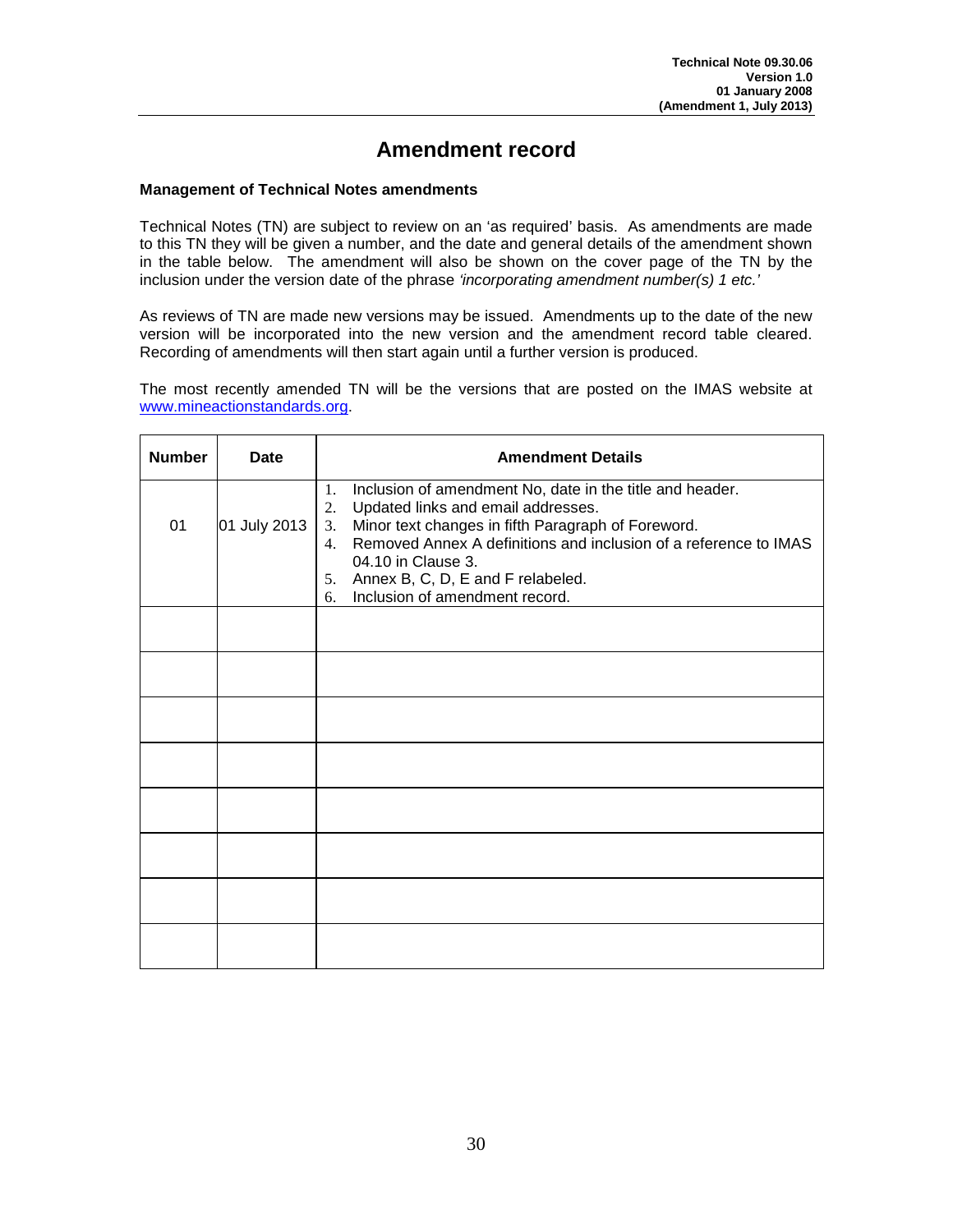# Amendment record

**Management of Technical Notes amendments**

Technical Notes (TN) are subject to review on an 'as required' basis. As amendments are made to this TN they will be given a number, and the date and general details of the amendment shown in the table below. The amendment will also be shown on the cover page of the TN by the inclusion under the version date of the phrase *'incorporating amendment number(s) 1 etc.'*

As reviews of TN are made new versions may be issued. Amendments up to the date of the new version will be incorporated into the new version and the amendment record table cleared. Recording of amendments will then start again until a further version is produced.

The most recently amended TN will be the versions that are posted on the IMAS website at www.mineactionstandards.org.

| Number | Date | Amendment Details |
|---|---|---|
| 01 | 01 July 2013 | 1. Inclusion of amendment No, date in the title and header.<br>2. Updated links and email addresses.<br>3. Minor text changes in fifth Paragraph of Foreword.<br>4. Removed Annex A definitions and inclusion of a reference to IMAS 04.10 in Clause 3.<br>5. Annex B, C, D, E and F relabeled.<br>6. Inclusion of amendment record. |
| | | |
| | | |
| | | |
| | | |
| | | |
| | | |
| | | |
| | | |